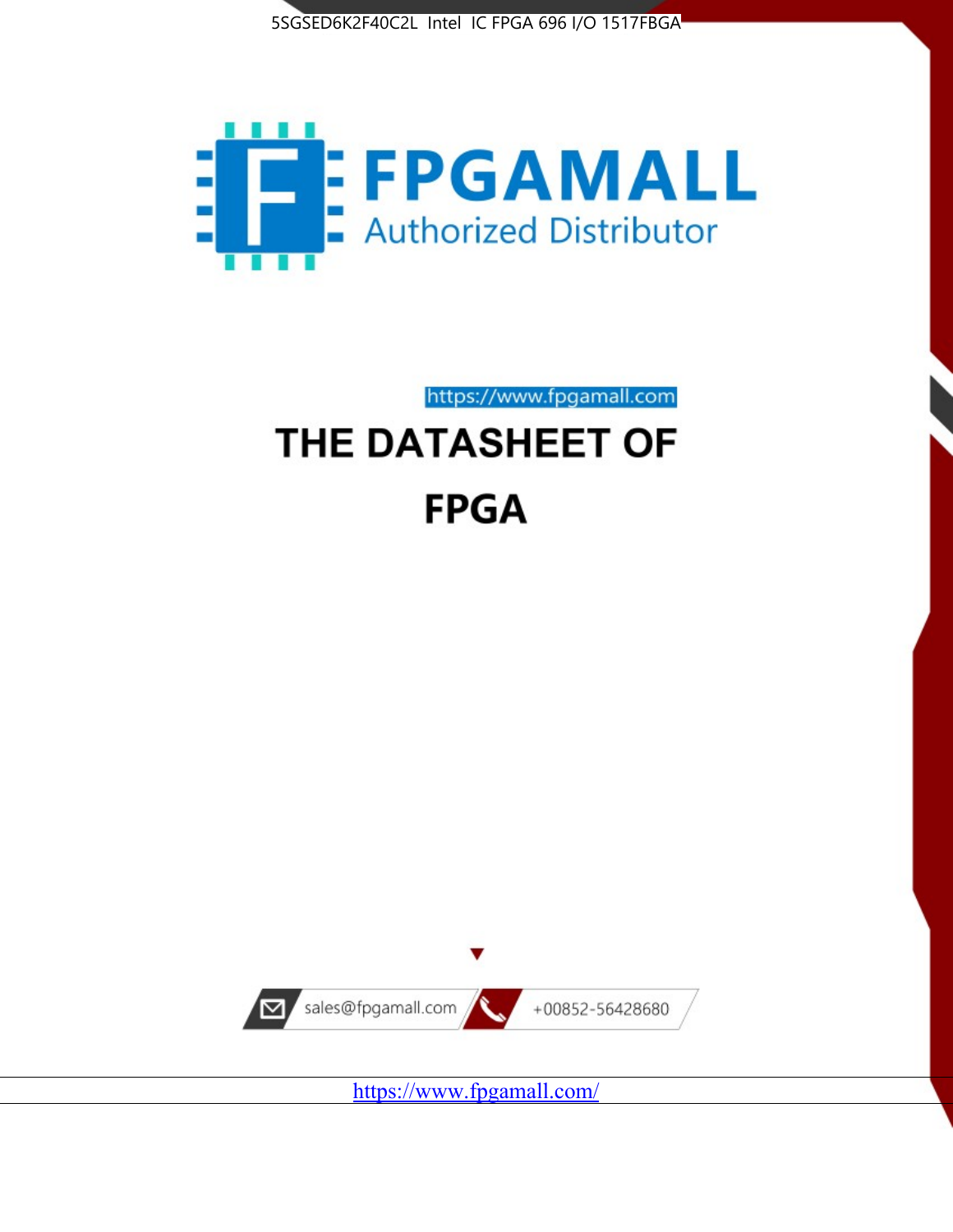5SGSED6K2F40C2L Intel IC FPGA 696 I/O 1517FBGA

FPGAMALL

Authorized Distributor

https://www.fpgamall.com

# THE DATASHEET OF

# FPGA

sales@fpgamall.com

+00852-56428680

https://www.fpgamall.com/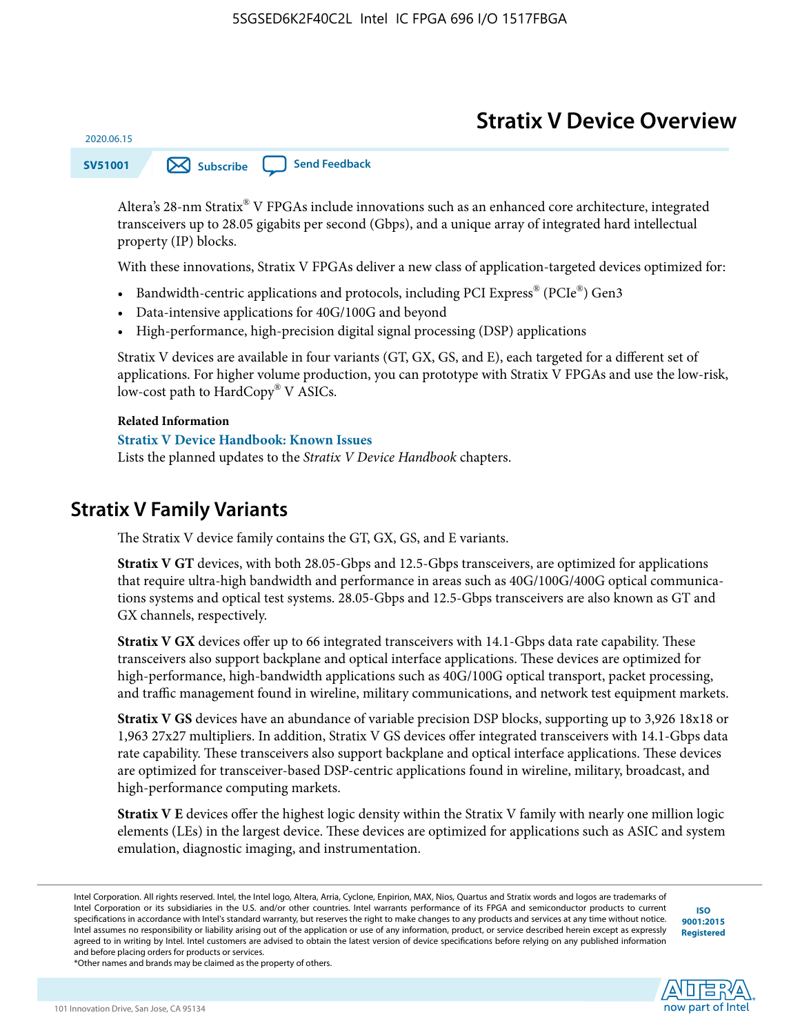# Stratix V Device Overview

2020.06.15

SV51001

Altera's 28-nm Stratix® V FPGAs include innovations such as an enhanced core architecture, integrated transceivers up to 28.05 gigabits per second (Gbps), and a unique array of integrated hard intellectual property (IP) blocks.

With these innovations, Stratix V FPGAs deliver a new class of application-targeted devices optimized for:

- Bandwidth-centric applications and protocols, including PCI Express® (PCIe®) Gen3
- Data-intensive applications for 40G/100G and beyond
- High-performance, high-precision digital signal processing (DSP) applications

Stratix V devices are available in four variants (GT, GX, GS, and E), each targeted for a different set of applications. For higher volume production, you can prototype with Stratix V FPGAs and use the low-risk, low-cost path to HardCopy® V ASICs.

**Related Information**

**Stratix V Device Handbook: Known Issues**

Lists the planned updates to the *Stratix V Device Handbook* chapters.

## Stratix V Family Variants

The Stratix V device family contains the GT, GX, GS, and E variants.

**Stratix V GT** devices, with both 28.05-Gbps and 12.5-Gbps transceivers, are optimized for applications that require ultra-high bandwidth and performance in areas such as 40G/100G/400G optical communications systems and optical test systems. 28.05-Gbps and 12.5-Gbps transceivers are also known as GT and GX channels, respectively.

**Stratix V GX** devices offer up to 66 integrated transceivers with 14.1-Gbps data rate capability. These transceivers also support backplane and optical interface applications. These devices are optimized for high-performance, high-bandwidth applications such as 40G/100G optical transport, packet processing, and traffic management found in wireline, military communications, and network test equipment markets.

**Stratix V GS** devices have an abundance of variable precision DSP blocks, supporting up to 3,926 18x18 or 1,963 27x27 multipliers. In addition, Stratix V GS devices offer integrated transceivers with 14.1-Gbps data rate capability. These transceivers also support backplane and optical interface applications. These devices are optimized for transceiver-based DSP-centric applications found in wireline, military, broadcast, and high-performance computing markets.

**Stratix V E** devices offer the highest logic density within the Stratix V family with nearly one million logic elements (LEs) in the largest device. These devices are optimized for applications such as ASIC and system emulation, diagnostic imaging, and instrumentation.

Intel Corporation. All rights reserved. Intel, the Intel logo, Altera, Arria, Cyclone, Enpirion, MAX, Nios, Quartus and Stratix words and logos are trademarks of Intel Corporation or its subsidiaries in the U.S. and/or other countries. Intel warrants performance of its FPGA and semiconductor products to current specifications in accordance with Intel's standard warranty, but reserves the right to make changes to any products and services at any time without notice. Intel assumes no responsibility or liability arising out of the application or use of any information, product, or service described herein except as expressly agreed to in writing by Intel. Intel customers are advised to obtain the latest version of device specifications before relying on any published information and before placing orders for products or services.
*Other names and brands may be claimed as the property of others.

ISO 9001:2015 Registered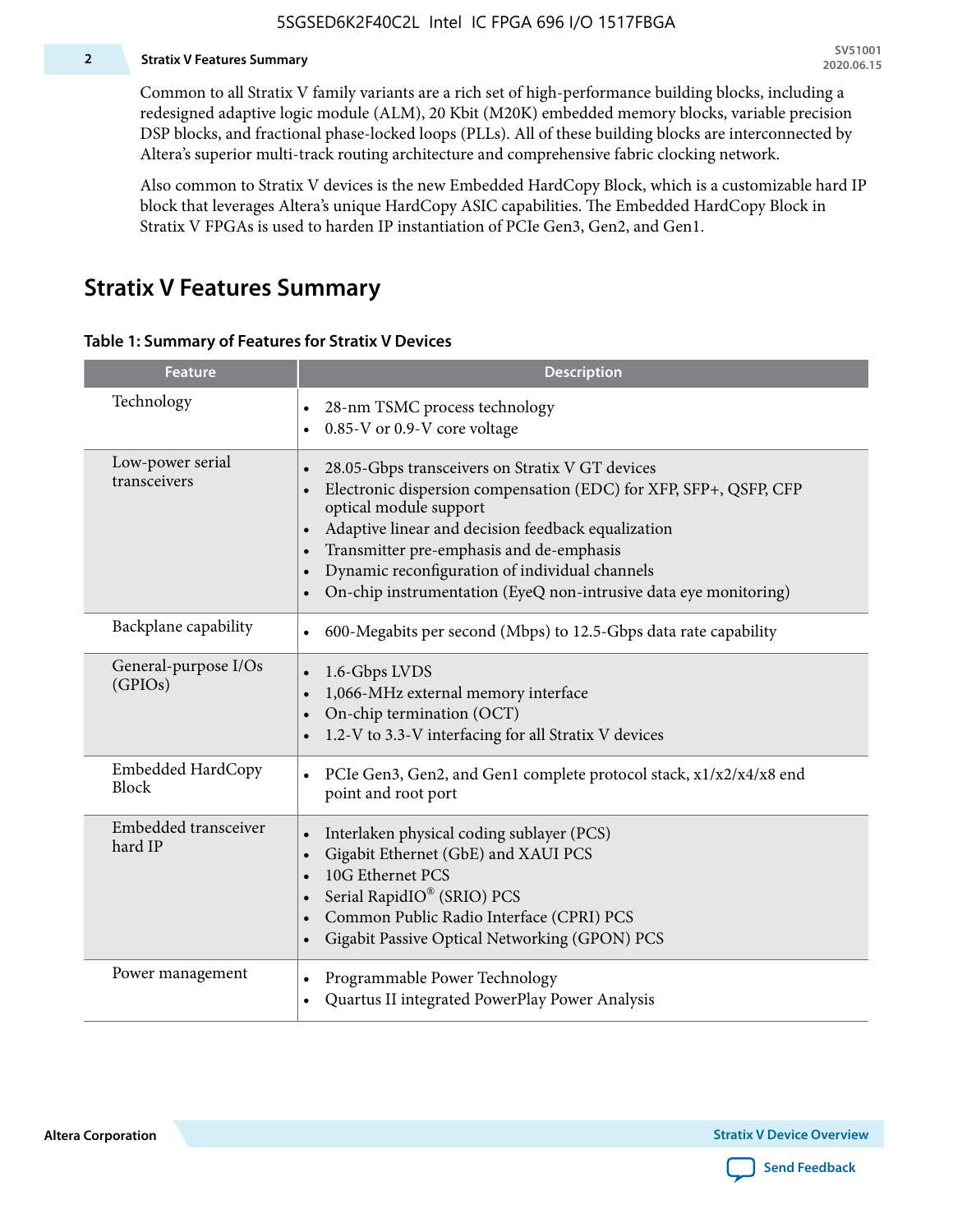Common to all Stratix V family variants are a rich set of high-performance building blocks, including a redesigned adaptive logic module (ALM), 20 Kbit (M20K) embedded memory blocks, variable precision DSP blocks, and fractional phase-locked loops (PLLs). All of these building blocks are interconnected by Altera's superior multi-track routing architecture and comprehensive fabric clocking network.

Also common to Stratix V devices is the new Embedded HardCopy Block, which is a customizable hard IP block that leverages Altera's unique HardCopy ASIC capabilities. The Embedded HardCopy Block in Stratix V FPGAs is used to harden IP instantiation of PCIe Gen3, Gen2, and Gen1.

## Stratix V Features Summary

**Table 1: Summary of Features for Stratix V Devices**

| Feature | Description |
|---|---|
| Technology | • 28-nm TSMC process technology<br>• 0.85-V or 0.9-V core voltage |
| Low-power serial transceivers | • 28.05-Gbps transceivers on Stratix V GT devices<br>• Electronic dispersion compensation (EDC) for XFP, SFP+, QSFP, CFP optical module support<br>• Adaptive linear and decision feedback equalization<br>• Transmitter pre-emphasis and de-emphasis<br>• Dynamic reconfiguration of individual channels<br>• On-chip instrumentation (EyeQ non-intrusive data eye monitoring) |
| Backplane capability | • 600-Megabits per second (Mbps) to 12.5-Gbps data rate capability |
| General-purpose I/Os (GPIOs) | • 1.6-Gbps LVDS<br>• 1,066-MHz external memory interface<br>• On-chip termination (OCT)<br>• 1.2-V to 3.3-V interfacing for all Stratix V devices |
| Embedded HardCopy Block | • PCIe Gen3, Gen2, and Gen1 complete protocol stack, x1/x2/x4/x8 end point and root port |
| Embedded transceiver hard IP | • Interlaken physical coding sublayer (PCS)<br>• Gigabit Ethernet (GbE) and XAUI PCS<br>• 10G Ethernet PCS<br>• Serial RapidIO® (SRIO) PCS<br>• Common Public Radio Interface (CPRI) PCS<br>• Gigabit Passive Optical Networking (GPON) PCS |
| Power management | • Programmable Power Technology<br>• Quartus II integrated PowerPlay Power Analysis |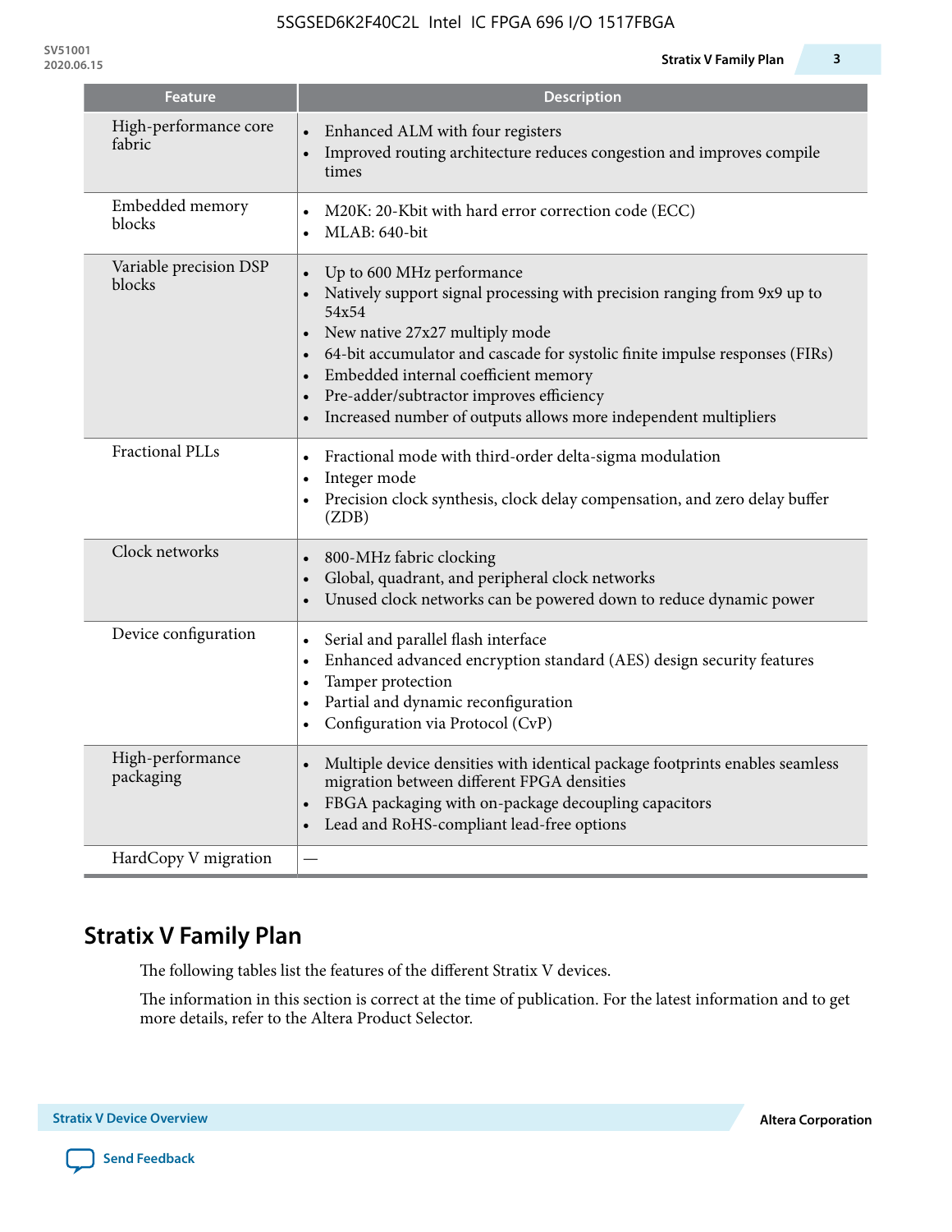| Feature | Description |
|---|---|
| High-performance core fabric | • Enhanced ALM with four registers<br>• Improved routing architecture reduces congestion and improves compile times |
| Embedded memory blocks | • M20K: 20-Kbit with hard error correction code (ECC)<br>• MLAB: 640-bit |
| Variable precision DSP blocks | • Up to 600 MHz performance<br>• Natively support signal processing with precision ranging from 9x9 up to 54x54<br>• New native 27x27 multiply mode<br>• 64-bit accumulator and cascade for systolic finite impulse responses (FIRs)<br>• Embedded internal coefficient memory<br>• Pre-adder/subtractor improves efficiency<br>• Increased number of outputs allows more independent multipliers |
| Fractional PLLs | • Fractional mode with third-order delta-sigma modulation<br>• Integer mode<br>• Precision clock synthesis, clock delay compensation, and zero delay buffer (ZDB) |
| Clock networks | • 800-MHz fabric clocking<br>• Global, quadrant, and peripheral clock networks<br>• Unused clock networks can be powered down to reduce dynamic power |
| Device configuration | • Serial and parallel flash interface<br>• Enhanced advanced encryption standard (AES) design security features<br>• Tamper protection<br>• Partial and dynamic reconfiguration<br>• Configuration via Protocol (CvP) |
| High-performance packaging | • Multiple device densities with identical package footprints enables seamless migration between different FPGA densities<br>• FBGA packaging with on-package decoupling capacitors<br>• Lead and RoHS-compliant lead-free options |
| HardCopy V migration | — |

## Stratix V Family Plan

The following tables list the features of the different Stratix V devices.

The information in this section is correct at the time of publication. For the latest information and to get more details, refer to the Altera Product Selector.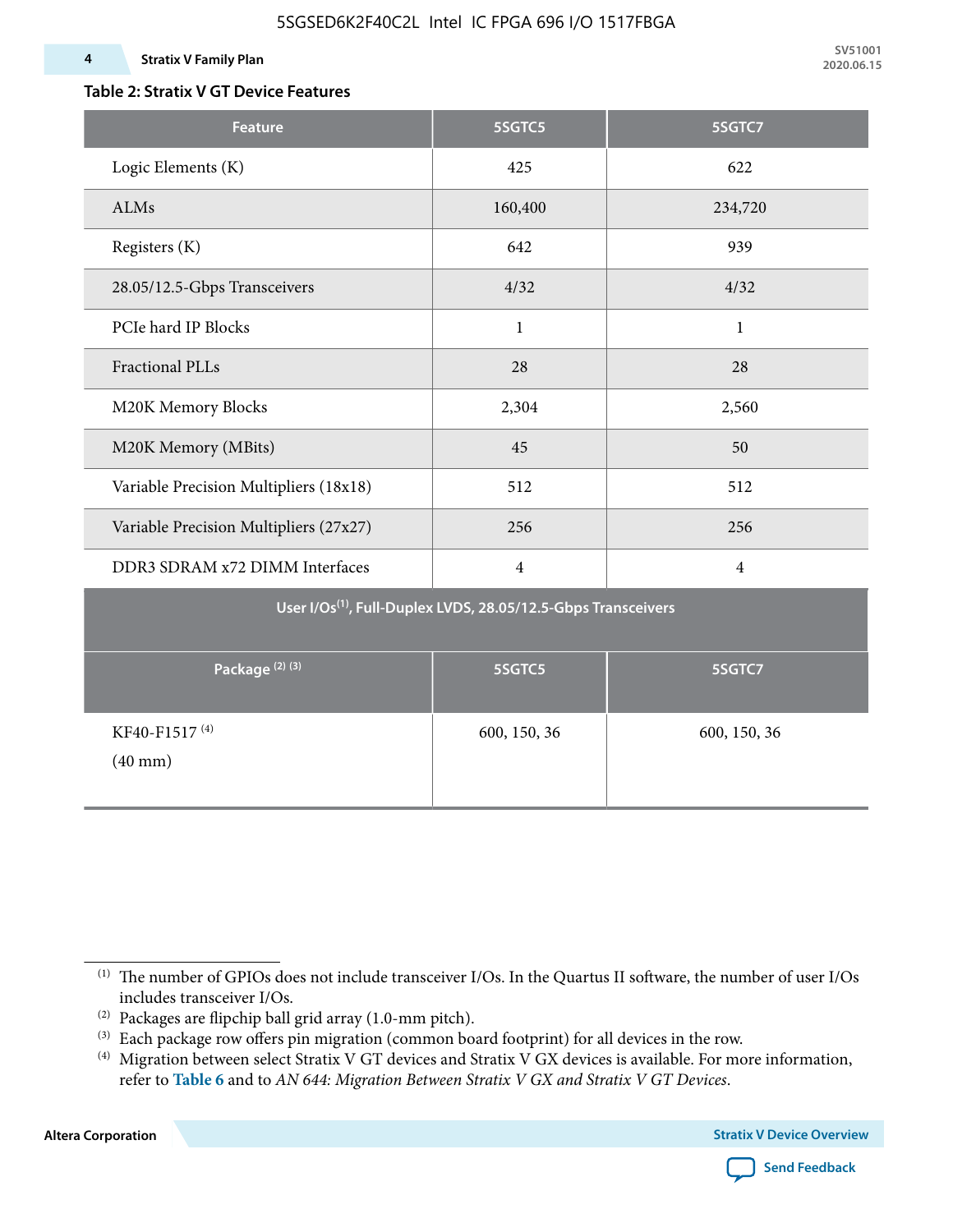### Table 2: Stratix V GT Device Features

| Feature | 5SGTC5 | 5SGTC7 |
|---|---|---|
| Logic Elements (K) | 425 | 622 |
| ALMs | 160,400 | 234,720 |
| Registers (K) | 642 | 939 |
| 28.05/12.5-Gbps Transceivers | 4/32 | 4/32 |
| PCIe hard IP Blocks | 1 | 1 |
| Fractional PLLs | 28 | 28 |
| M20K Memory Blocks | 2,304 | 2,560 |
| M20K Memory (MBits) | 45 | 50 |
| Variable Precision Multipliers (18x18) | 512 | 512 |
| Variable Precision Multipliers (27x27) | 256 | 256 |
| DDR3 SDRAM x72 DIMM Interfaces | 4 | 4 |
| **User I/Os[1], Full-Duplex LVDS, 28.05/12.5-Gbps Transceivers** | | |
| **Package [2] [3]** | **5SGTC5** | **5SGTC7** |
| KF40-F1517 [4] (40 mm) | 600, 150, 36 | 600, 150, 36 |

[1] The number of GPIOs does not include transceiver I/Os. In the Quartus II software, the number of user I/Os includes transceiver I/Os.

[2] Packages are flipchip ball grid array (1.0-mm pitch).

[3] Each package row offers pin migration (common board footprint) for all devices in the row.

[4] Migration between select Stratix V GT devices and Stratix V GX devices is available. For more information, refer to **Table 6** and to *AN 644: Migration Between Stratix V GX and Stratix V GT Devices*.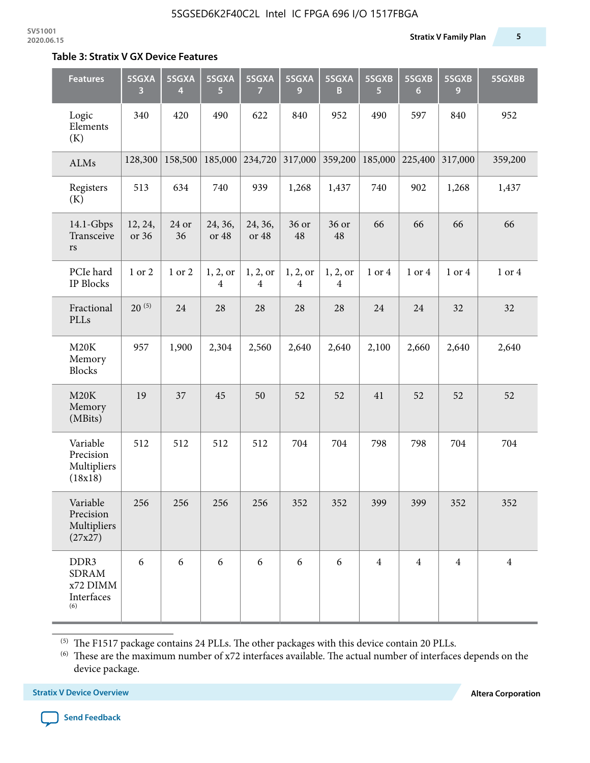**Table 3: Stratix V GX Device Features**

| Features | 5SGXA 3 | 5SGXA 4 | 5SGXA 5 | 5SGXA 7 | 5SGXA 9 | 5SGXA B | 5SGXB 5 | 5SGXB 6 | 5SGXB 9 | 5SGXBB |
|---|---|---|---|---|---|---|---|---|---|---|
| Logic Elements (K) | 340 | 420 | 490 | 622 | 840 | 952 | 490 | 597 | 840 | 952 |
| ALMs | 128,300 | 158,500 | 185,000 | 234,720 | 317,000 | 359,200 | 185,000 | 225,400 | 317,000 | 359,200 |
| Registers (K) | 513 | 634 | 740 | 939 | 1,268 | 1,437 | 740 | 902 | 1,268 | 1,437 |
| 14.1-Gbps Transceivers | 12, 24, or 36 | 24 or 36 | 24, 36, or 48 | 24, 36, or 48 | 36 or 48 | 36 or 48 | 66 | 66 | 66 | 66 |
| PCIe hard IP Blocks | 1 or 2 | 1 or 2 | 1, 2, or 4 | 1, 2, or 4 | 1, 2, or 4 | 1, 2, or 4 | 1 or 4 | 1 or 4 | 1 or 4 | 1 or 4 |
| Fractional PLLs | 20 (5) | 24 | 28 | 28 | 28 | 28 | 24 | 24 | 32 | 32 |
| M20K Memory Blocks | 957 | 1,900 | 2,304 | 2,560 | 2,640 | 2,640 | 2,100 | 2,660 | 2,640 | 2,640 |
| M20K Memory (MBits) | 19 | 37 | 45 | 50 | 52 | 52 | 41 | 52 | 52 | 52 |
| Variable Precision Multipliers (18x18) | 512 | 512 | 512 | 512 | 704 | 704 | 798 | 798 | 704 | 704 |
| Variable Precision Multipliers (27x27) | 256 | 256 | 256 | 256 | 352 | 352 | 399 | 399 | 352 | 352 |
| DDR3 SDRAM x72 DIMM Interfaces (6) | 6 | 6 | 6 | 6 | 6 | 6 | 4 | 4 | 4 | 4 |

(5) The F1517 package contains 24 PLLs. The other packages with this device contain 20 PLLs.

(6) These are the maximum number of x72 interfaces available. The actual number of interfaces depends on the device package.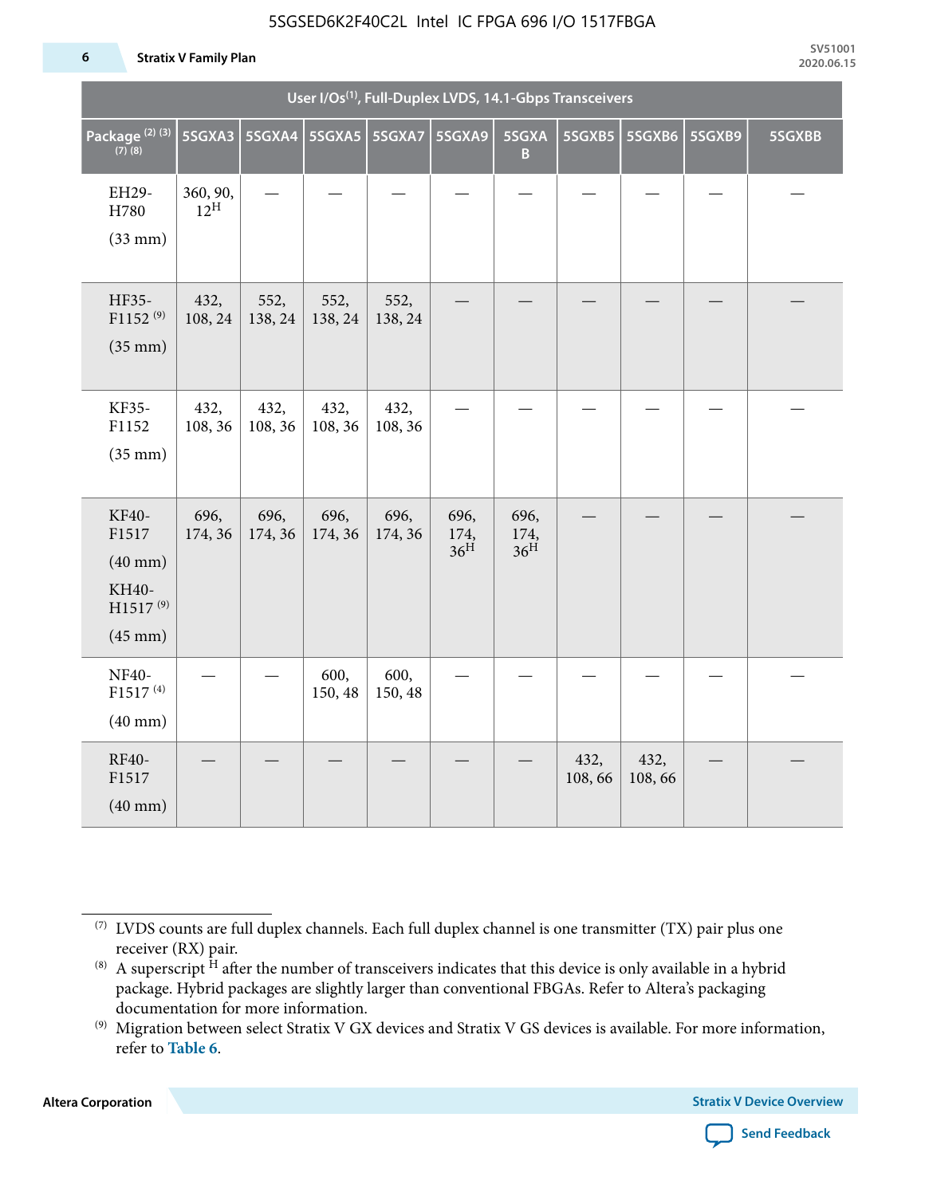| User I/Os[1], Full-Duplex LVDS, 14.1-Gbps Transceivers | | | | | | | | | | |
|---|---|---|---|---|---|---|---|---|---|---|
| Package [2] [3] [7] [8] | 5SGXA3 | 5SGXA4 | 5SGXA5 | 5SGXA7 | 5SGXA9 | 5SGXAB | 5SGXB5 | 5SGXB6 | 5SGXB9 | 5SGXBB |
| EH29-H780 (33 mm) | 360, 90, 12^H | — | — | — | — | — | — | — | — | — |
| HF35-F1152 [9] (35 mm) | 432, 108, 24 | 552, 138, 24 | 552, 138, 24 | 552, 138, 24 | — | — | — | — | — | — |
| KF35-F1152 (35 mm) | 432, 108, 36 | 432, 108, 36 | 432, 108, 36 | 432, 108, 36 | — | — | — | — | — | — |
| KF40-F1517 (40 mm) KH40-H1517 [9] (45 mm) | 696, 174, 36 | 696, 174, 36 | 696, 174, 36 | 696, 174, 36 | 696, 174, 36^H | 696, 174, 36^H | — | — | — | — |
| NF40-F1517 [4] (40 mm) | — | — | 600, 150, 48 | 600, 150, 48 | — | — | — | — | — | — |
| RF40-F1517 (40 mm) | — | — | — | — | — | — | 432, 108, 66 | 432, 108, 66 | — | — |

(7) LVDS counts are full duplex channels. Each full duplex channel is one transmitter (TX) pair plus one receiver (RX) pair.

(8) A superscript H after the number of transceivers indicates that this device is only available in a hybrid package. Hybrid packages are slightly larger than conventional FBGAs. Refer to Altera's packaging documentation for more information.

(9) Migration between select Stratix V GX devices and Stratix V GS devices is available. For more information, refer to **Table 6**.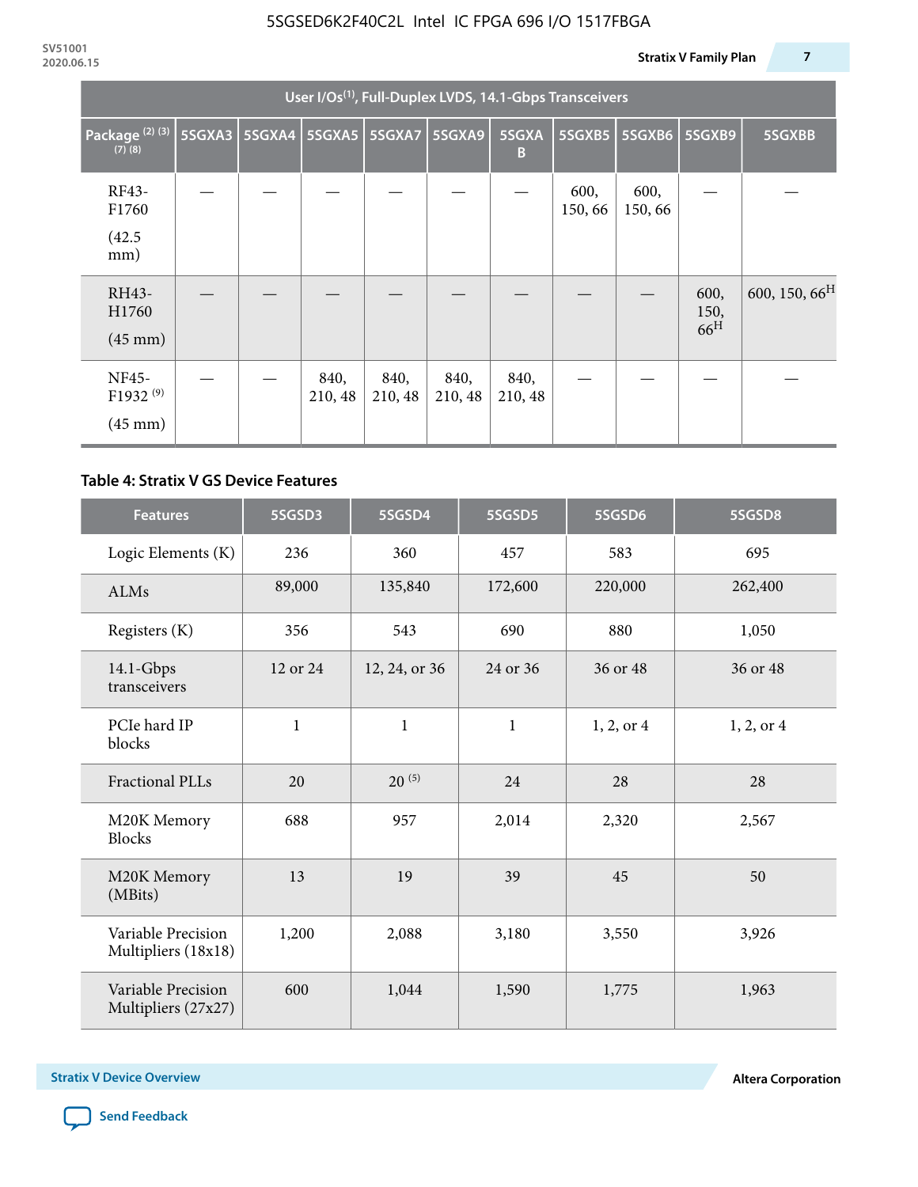| User I/Os(1), Full-Duplex LVDS, 14.1-Gbps Transceivers | | | | | | | | | | |
|---|---|---|---|---|---|---|---|---|---|---|
| Package (2) (3) (7) (8) | 5SGXA3 | 5SGXA4 | 5SGXA5 | 5SGXA7 | 5SGXA9 | 5SGXAB | 5SGXB5 | 5SGXB6 | 5SGXB9 | 5SGXBB |
| RF43-F1760 (42.5 mm) | — | — | — | — | — | — | 600, 150, 66 | 600, 150, 66 | — | — |
| RH43-H1760 (45 mm) | — | — | — | — | — | — | — | — | 600, 150, 66H | 600, 150, 66H |
| NF45-F1932 (9) (45 mm) | — | — | 840, 210, 48 | 840, 210, 48 | 840, 210, 48 | 840, 210, 48 | — | — | — | — |

## Table 4: Stratix V GS Device Features

| Features | 5SGSD3 | 5SGSD4 | 5SGSD5 | 5SGSD6 | 5SGSD8 |
|---|---|---|---|---|---|
| Logic Elements (K) | 236 | 360 | 457 | 583 | 695 |
| ALMs | 89,000 | 135,840 | 172,600 | 220,000 | 262,400 |
| Registers (K) | 356 | 543 | 690 | 880 | 1,050 |
| 14.1-Gbps transceivers | 12 or 24 | 12, 24, or 36 | 24 or 36 | 36 or 48 | 36 or 48 |
| PCIe hard IP blocks | 1 | 1 | 1 | 1, 2, or 4 | 1, 2, or 4 |
| Fractional PLLs | 20 | 20 (5) | 24 | 28 | 28 |
| M20K Memory Blocks | 688 | 957 | 2,014 | 2,320 | 2,567 |
| M20K Memory (MBits) | 13 | 19 | 39 | 45 | 50 |
| Variable Precision Multipliers (18x18) | 1,200 | 2,088 | 3,180 | 3,550 | 3,926 |
| Variable Precision Multipliers (27x27) | 600 | 1,044 | 1,590 | 1,775 | 1,963 |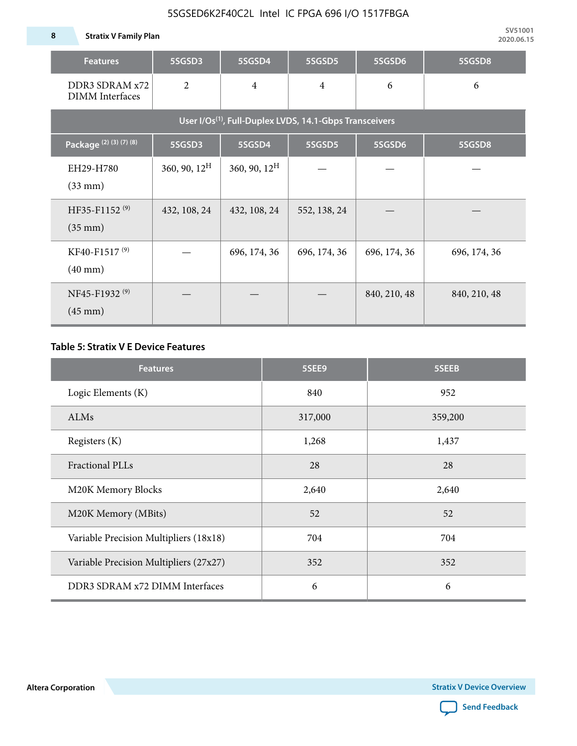| Features | 5SGSD3 | 5SGSD4 | 5SGSD5 | 5SGSD6 | 5SGSD8 |
|---|---|---|---|---|---|
| DDR3 SDRAM x72 DIMM Interfaces | 2 | 4 | 4 | 6 | 6 |
| **User I/Os[1], Full-Duplex LVDS, 14.1-Gbps Transceivers** | | | | | |
| **Package [2] [3] [7] [8]** | **5SGSD3** | **5SGSD4** | **5SGSD5** | **5SGSD6** | **5SGSD8** |
| EH29-H780 (33 mm) | 360, 90, 12[H] | 360, 90, 12[H] | — | — | — |
| HF35-F1152 [9] (35 mm) | 432, 108, 24 | 432, 108, 24 | 552, 138, 24 | — | — |
| KF40-F1517 [9] (40 mm) | — | 696, 174, 36 | 696, 174, 36 | 696, 174, 36 | 696, 174, 36 |
| NF45-F1932 [9] (45 mm) | — | — | — | 840, 210, 48 | 840, 210, 48 |

### Table 5: Stratix V E Device Features

| Features | 5SEE9 | 5SEEB |
|---|---|---|
| Logic Elements (K) | 840 | 952 |
| ALMs | 317,000 | 359,200 |
| Registers (K) | 1,268 | 1,437 |
| Fractional PLLs | 28 | 28 |
| M20K Memory Blocks | 2,640 | 2,640 |
| M20K Memory (MBits) | 52 | 52 |
| Variable Precision Multipliers (18x18) | 704 | 704 |
| Variable Precision Multipliers (27x27) | 352 | 352 |
| DDR3 SDRAM x72 DIMM Interfaces | 6 | 6 |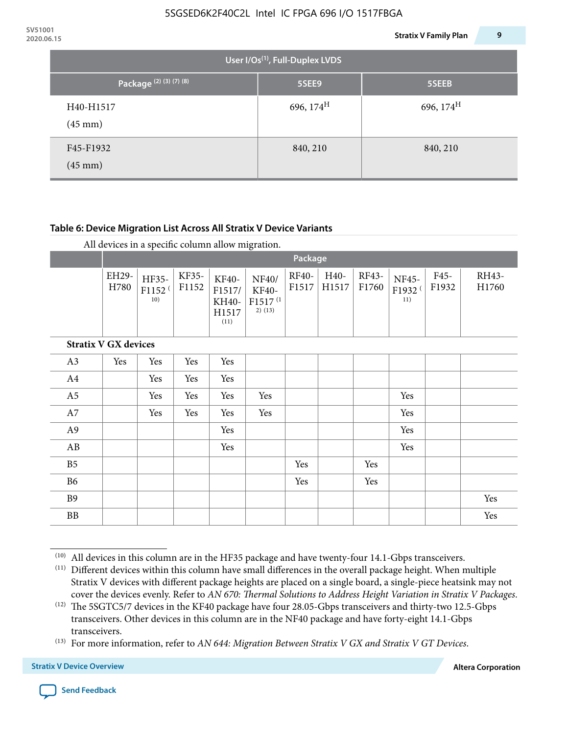| User I/Os(1), Full-Duplex LVDS | | |
|---|---|---|
| Package (2) (3) (7) (8) | 5SEE9 | 5SEEB |
| H40-H1517 (45 mm) | 696, 174[H] | 696, 174[H] |
| F45-F1932 (45 mm) | 840, 210 | 840, 210 |

**Table 6: Device Migration List Across All Stratix V Device Variants**

All devices in a specific column allow migration.

| | Package | | | | | | | | | | |
|---|---|---|---|---|---|---|---|---|---|---|---|
| | EH29-H780 | HF35-F1152 (10) | KF35-F1152 | KF40-F1517/ KH40-H1517 (11) | NF40/ KF40-F1517 (12) (13) | RF40-F1517 | H40-H1517 | RF43-F1760 | NF45-F1932 (11) | F45-F1932 | RH43-H1760 |
| **Stratix V GX devices** | | | | | | | | | | | |
| A3 | Yes | Yes | Yes | Yes | | | | | | | |
| A4 | | Yes | Yes | Yes | | | | | | | |
| A5 | | Yes | Yes | Yes | Yes | | | | Yes | | |
| A7 | | Yes | Yes | Yes | Yes | | | | Yes | | |
| A9 | | | | Yes | | | | | Yes | | |
| AB | | | | Yes | | | | | Yes | | |
| B5 | | | | | | Yes | | Yes | | | |
| B6 | | | | | | Yes | | Yes | | | |
| B9 | | | | | | | | | | | Yes |
| BB | | | | | | | | | | | Yes |

(10) All devices in this column are in the HF35 package and have twenty-four 14.1-Gbps transceivers.

(11) Different devices within this column have small differences in the overall package height. When multiple Stratix V devices with different package heights are placed on a single board, a single-piece heatsink may not cover the devices evenly. Refer to *AN 670: Thermal Solutions to Address Height Variation in Stratix V Packages*.

(12) The 5SGTC5/7 devices in the KF40 package have four 28.05-Gbps transceivers and thirty-two 12.5-Gbps transceivers. Other devices in this column are in the NF40 package and have forty-eight 14.1-Gbps transceivers.

(13) For more information, refer to *AN 644: Migration Between Stratix V GX and Stratix V GT Devices*.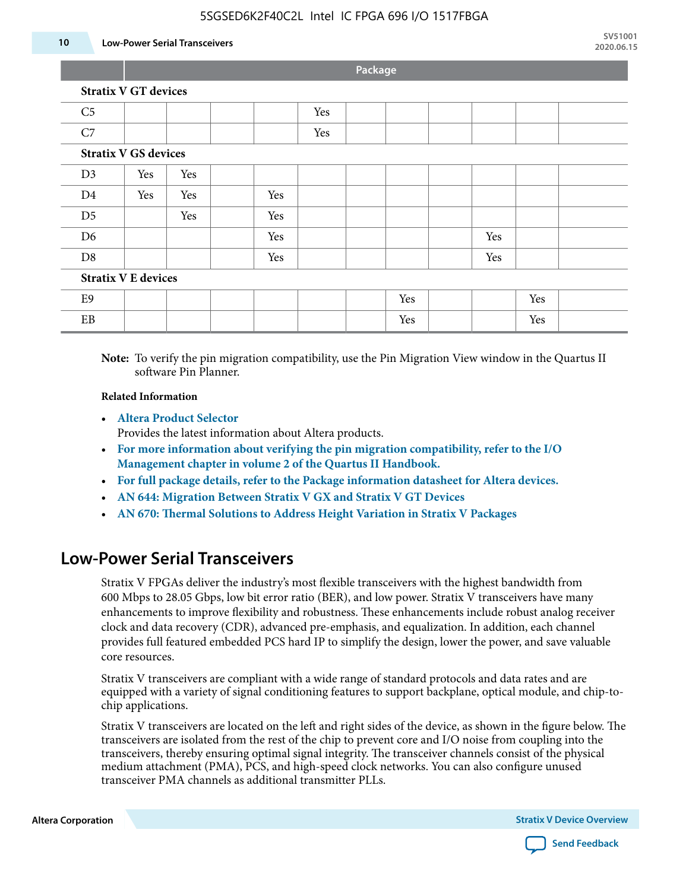| | Package | | | | | | | | | | |
|---|---|---|---|---|---|---|---|---|---|---|---|
| **Stratix V GT devices** | | | | | | | | | | | |
| C5 | | | | | Yes | | | | | | |
| C7 | | | | | Yes | | | | | | |
| **Stratix V GS devices** | | | | | | | | | | | |
| D3 | Yes | Yes | | | | | | | | | |
| D4 | Yes | Yes | | Yes | | | | | | | |
| D5 | | Yes | | Yes | | | | | | | |
| D6 | | | | Yes | | | | | Yes | | |
| D8 | | | | Yes | | | | | Yes | | |
| **Stratix V E devices** | | | | | | | | | | | |
| E9 | | | | | | | Yes | | | Yes | |
| EB | | | | | | | Yes | | | Yes | |

**Note:** To verify the pin migration compatibility, use the Pin Migration View window in the Quartus II software Pin Planner.

**Related Information**

- **Altera Product Selector**
  Provides the latest information about Altera products.
- **For more information about verifying the pin migration compatibility, refer to the I/O Management chapter in volume 2 of the Quartus II Handbook.**
- **For full package details, refer to the Package information datasheet for Altera devices.**
- **AN 644: Migration Between Stratix V GX and Stratix V GT Devices**
- **AN 670: Thermal Solutions to Address Height Variation in Stratix V Packages**

## Low-Power Serial Transceivers

Stratix V FPGAs deliver the industry's most flexible transceivers with the highest bandwidth from 600 Mbps to 28.05 Gbps, low bit error ratio (BER), and low power. Stratix V transceivers have many enhancements to improve flexibility and robustness. These enhancements include robust analog receiver clock and data recovery (CDR), advanced pre-emphasis, and equalization. In addition, each channel provides full featured embedded PCS hard IP to simplify the design, lower the power, and save valuable core resources.

Stratix V transceivers are compliant with a wide range of standard protocols and data rates and are equipped with a variety of signal conditioning features to support backplane, optical module, and chip-to-chip applications.

Stratix V transceivers are located on the left and right sides of the device, as shown in the figure below. The transceivers are isolated from the rest of the chip to prevent core and I/O noise from coupling into the transceivers, thereby ensuring optimal signal integrity. The transceiver channels consist of the physical medium attachment (PMA), PCS, and high-speed clock networks. You can also configure unused transceiver PMA channels as additional transmitter PLLs.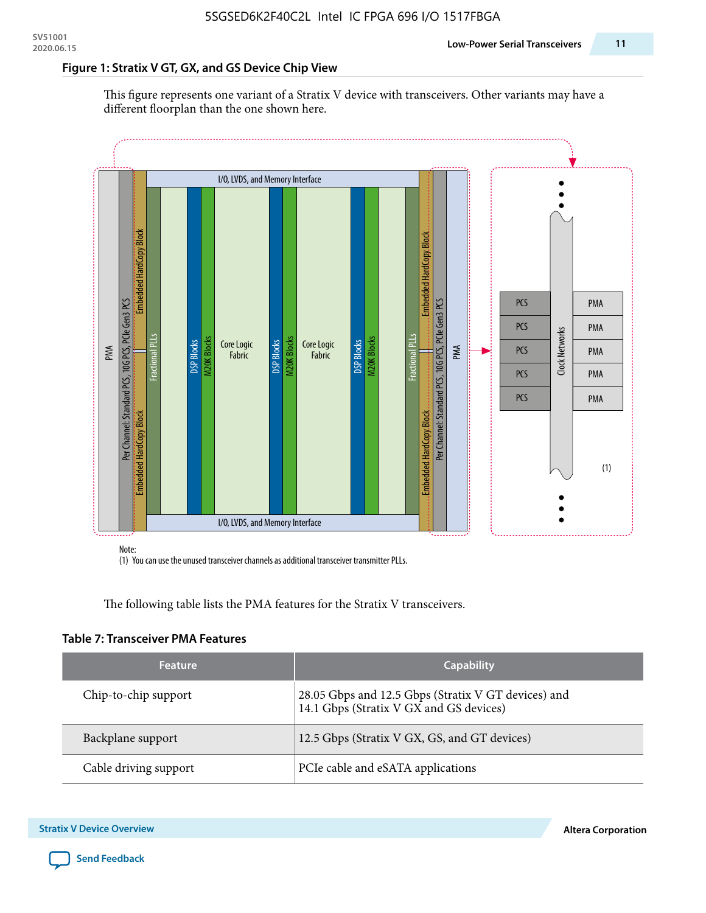### Figure 1: Stratix V GT, GX, and GS Device Chip View

This figure represents one variant of a Stratix V device with transceivers. Other variants may have a different floorplan than the one shown here.

Note:
(1) You can use the unused transceiver channels as additional transceiver transmitter PLLs.

The following table lists the PMA features for the Stratix V transceivers.

### Table 7: Transceiver PMA Features

| Feature | Capability |
|---|---|
| Chip-to-chip support | 28.05 Gbps and 12.5 Gbps (Stratix V GT devices) and 14.1 Gbps (Stratix V GX and GS devices) |
| Backplane support | 12.5 Gbps (Stratix V GX, GS, and GT devices) |
| Cable driving support | PCIe cable and eSATA applications |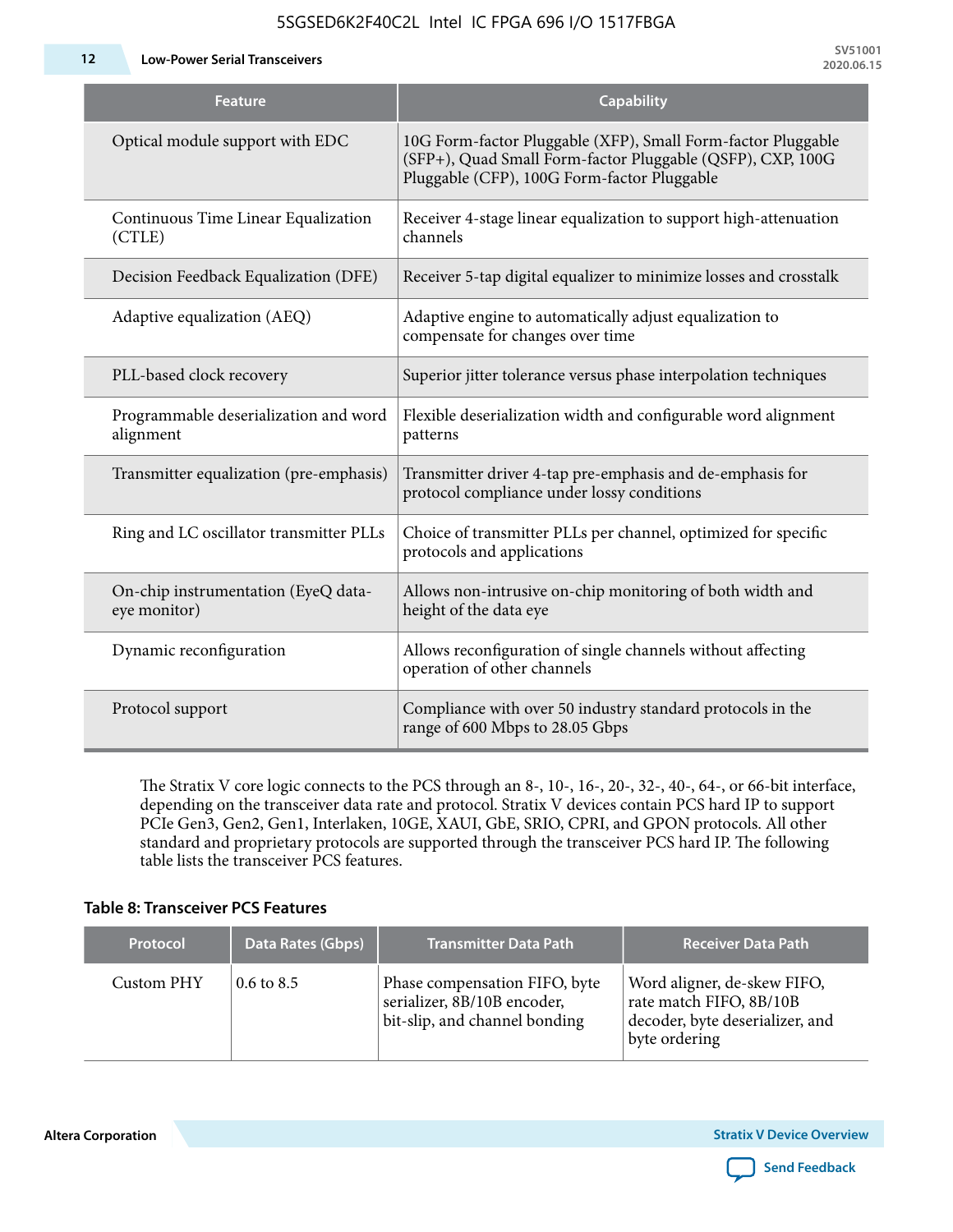| Feature | Capability |
|---|---|
| Optical module support with EDC | 10G Form-factor Pluggable (XFP), Small Form-factor Pluggable (SFP+), Quad Small Form-factor Pluggable (QSFP), CXP, 100G Pluggable (CFP), 100G Form-factor Pluggable |
| Continuous Time Linear Equalization (CTLE) | Receiver 4-stage linear equalization to support high-attenuation channels |
| Decision Feedback Equalization (DFE) | Receiver 5-tap digital equalizer to minimize losses and crosstalk |
| Adaptive equalization (AEQ) | Adaptive engine to automatically adjust equalization to compensate for changes over time |
| PLL-based clock recovery | Superior jitter tolerance versus phase interpolation techniques |
| Programmable deserialization and word alignment | Flexible deserialization width and configurable word alignment patterns |
| Transmitter equalization (pre-emphasis) | Transmitter driver 4-tap pre-emphasis and de-emphasis for protocol compliance under lossy conditions |
| Ring and LC oscillator transmitter PLLs | Choice of transmitter PLLs per channel, optimized for specific protocols and applications |
| On-chip instrumentation (EyeQ data-eye monitor) | Allows non-intrusive on-chip monitoring of both width and height of the data eye |
| Dynamic reconfiguration | Allows reconfiguration of single channels without affecting operation of other channels |
| Protocol support | Compliance with over 50 industry standard protocols in the range of 600 Mbps to 28.05 Gbps |

The Stratix V core logic connects to the PCS through an 8-, 10-, 16-, 20-, 32-, 40-, 64-, or 66-bit interface, depending on the transceiver data rate and protocol. Stratix V devices contain PCS hard IP to support PCIe Gen3, Gen2, Gen1, Interlaken, 10GE, XAUI, GbE, SRIO, CPRI, and GPON protocols. All other standard and proprietary protocols are supported through the transceiver PCS hard IP. The following table lists the transceiver PCS features.

**Table 8: Transceiver PCS Features**

| Protocol | Data Rates (Gbps) | Transmitter Data Path | Receiver Data Path |
|---|---|---|---|
| Custom PHY | 0.6 to 8.5 | Phase compensation FIFO, byte serializer, 8B/10B encoder, bit-slip, and channel bonding | Word aligner, de-skew FIFO, rate match FIFO, 8B/10B decoder, byte deserializer, and byte ordering |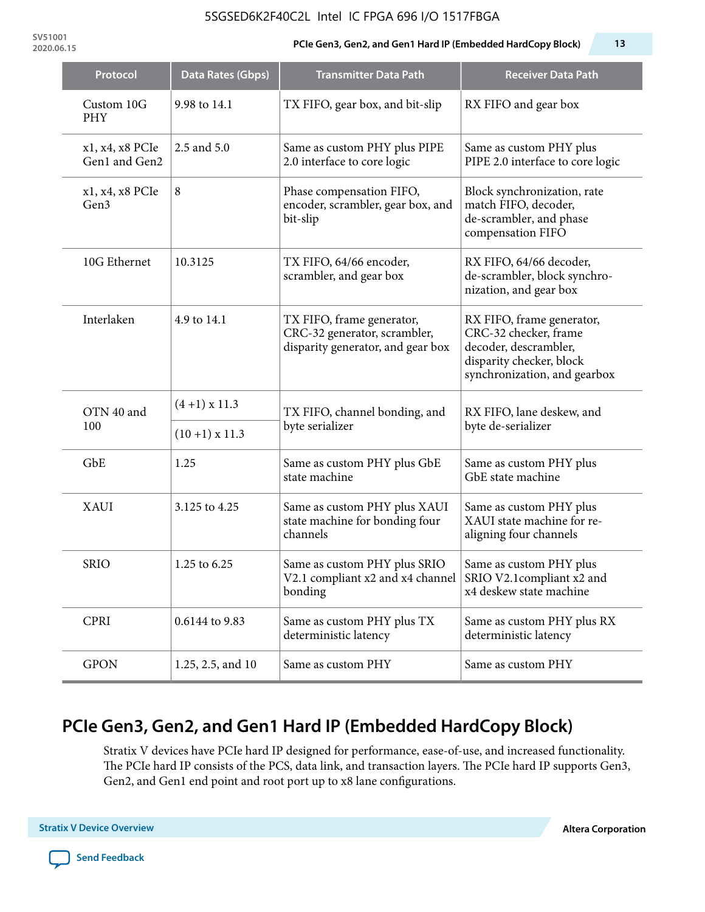| Protocol | Data Rates (Gbps) | Transmitter Data Path | Receiver Data Path |
|---|---|---|---|
| Custom 10G PHY | 9.98 to 14.1 | TX FIFO, gear box, and bit-slip | RX FIFO and gear box |
| x1, x4, x8 PCIe Gen1 and Gen2 | 2.5 and 5.0 | Same as custom PHY plus PIPE 2.0 interface to core logic | Same as custom PHY plus PIPE 2.0 interface to core logic |
| x1, x4, x8 PCIe Gen3 | 8 | Phase compensation FIFO, encoder, scrambler, gear box, and bit-slip | Block synchronization, rate match FIFO, decoder, de-scrambler, and phase compensation FIFO |
| 10G Ethernet | 10.3125 | TX FIFO, 64/66 encoder, scrambler, and gear box | RX FIFO, 64/66 decoder, de-scrambler, block synchronization, and gear box |
| Interlaken | 4.9 to 14.1 | TX FIFO, frame generator, CRC-32 generator, scrambler, disparity generator, and gear box | RX FIFO, frame generator, CRC-32 checker, frame decoder, descrambler, disparity checker, block synchronization, and gearbox |
| OTN 40 and 100 | (4 +1) x 11.3 | TX FIFO, channel bonding, and byte serializer | RX FIFO, lane deskew, and byte de-serializer |
| | (10 +1) x 11.3 | | |
| GbE | 1.25 | Same as custom PHY plus GbE state machine | Same as custom PHY plus GbE state machine |
| XAUI | 3.125 to 4.25 | Same as custom PHY plus XAUI state machine for bonding four channels | Same as custom PHY plus XAUI state machine for re-aligning four channels |
| SRIO | 1.25 to 6.25 | Same as custom PHY plus SRIO V2.1 compliant x2 and x4 channel bonding | Same as custom PHY plus SRIO V2.1compliant x2 and x4 deskew state machine |
| CPRI | 0.6144 to 9.83 | Same as custom PHY plus TX deterministic latency | Same as custom PHY plus RX deterministic latency |
| GPON | 1.25, 2.5, and 10 | Same as custom PHY | Same as custom PHY |

## PCIe Gen3, Gen2, and Gen1 Hard IP (Embedded HardCopy Block)

Stratix V devices have PCIe hard IP designed for performance, ease-of-use, and increased functionality. The PCIe hard IP consists of the PCS, data link, and transaction layers. The PCIe hard IP supports Gen3, Gen2, and Gen1 end point and root port up to x8 lane configurations.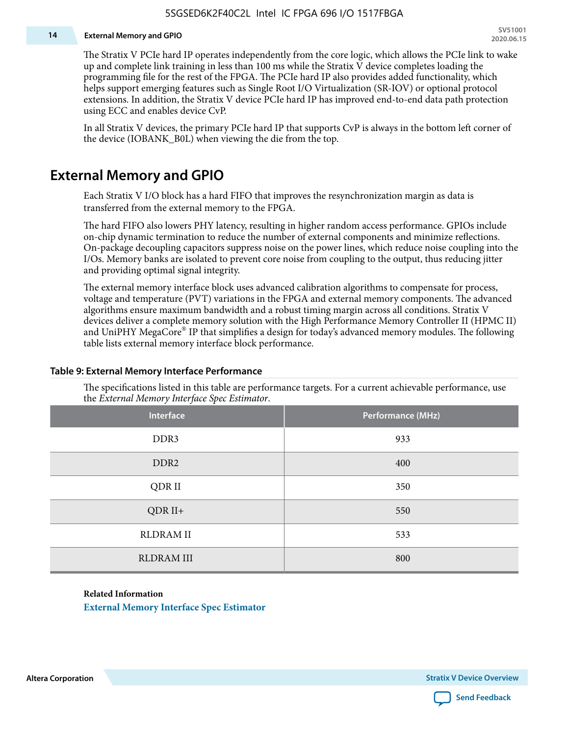The Stratix V PCIe hard IP operates independently from the core logic, which allows the PCIe link to wake up and complete link training in less than 100 ms while the Stratix V device completes loading the programming file for the rest of the FPGA. The PCIe hard IP also provides added functionality, which helps support emerging features such as Single Root I/O Virtualization (SR-IOV) or optional protocol extensions. In addition, the Stratix V device PCIe hard IP has improved end-to-end data path protection using ECC and enables device CvP.

In all Stratix V devices, the primary PCIe hard IP that supports CvP is always in the bottom left corner of the device (IOBANK_B0L) when viewing the die from the top.

## External Memory and GPIO

Each Stratix V I/O block has a hard FIFO that improves the resynchronization margin as data is transferred from the external memory to the FPGA.

The hard FIFO also lowers PHY latency, resulting in higher random access performance. GPIOs include on-chip dynamic termination to reduce the number of external components and minimize reflections. On-package decoupling capacitors suppress noise on the power lines, which reduce noise coupling into the I/Os. Memory banks are isolated to prevent core noise from coupling to the output, thus reducing jitter and providing optimal signal integrity.

The external memory interface block uses advanced calibration algorithms to compensate for process, voltage and temperature (PVT) variations in the FPGA and external memory components. The advanced algorithms ensure maximum bandwidth and a robust timing margin across all conditions. Stratix V devices deliver a complete memory solution with the High Performance Memory Controller II (HPMC II) and UniPHY MegaCore® IP that simplifies a design for today's advanced memory modules. The following table lists external memory interface block performance.

**Table 9: External Memory Interface Performance**

The specifications listed in this table are performance targets. For a current achievable performance, use the *External Memory Interface Spec Estimator*.

| Interface | Performance (MHz) |
|---|---|
| DDR3 | 933 |
| DDR2 | 400 |
| QDR II | 350 |
| QDR II+ | 550 |
| RLDRAM II | 533 |
| RLDRAM III | 800 |

**Related Information**

External Memory Interface Spec Estimator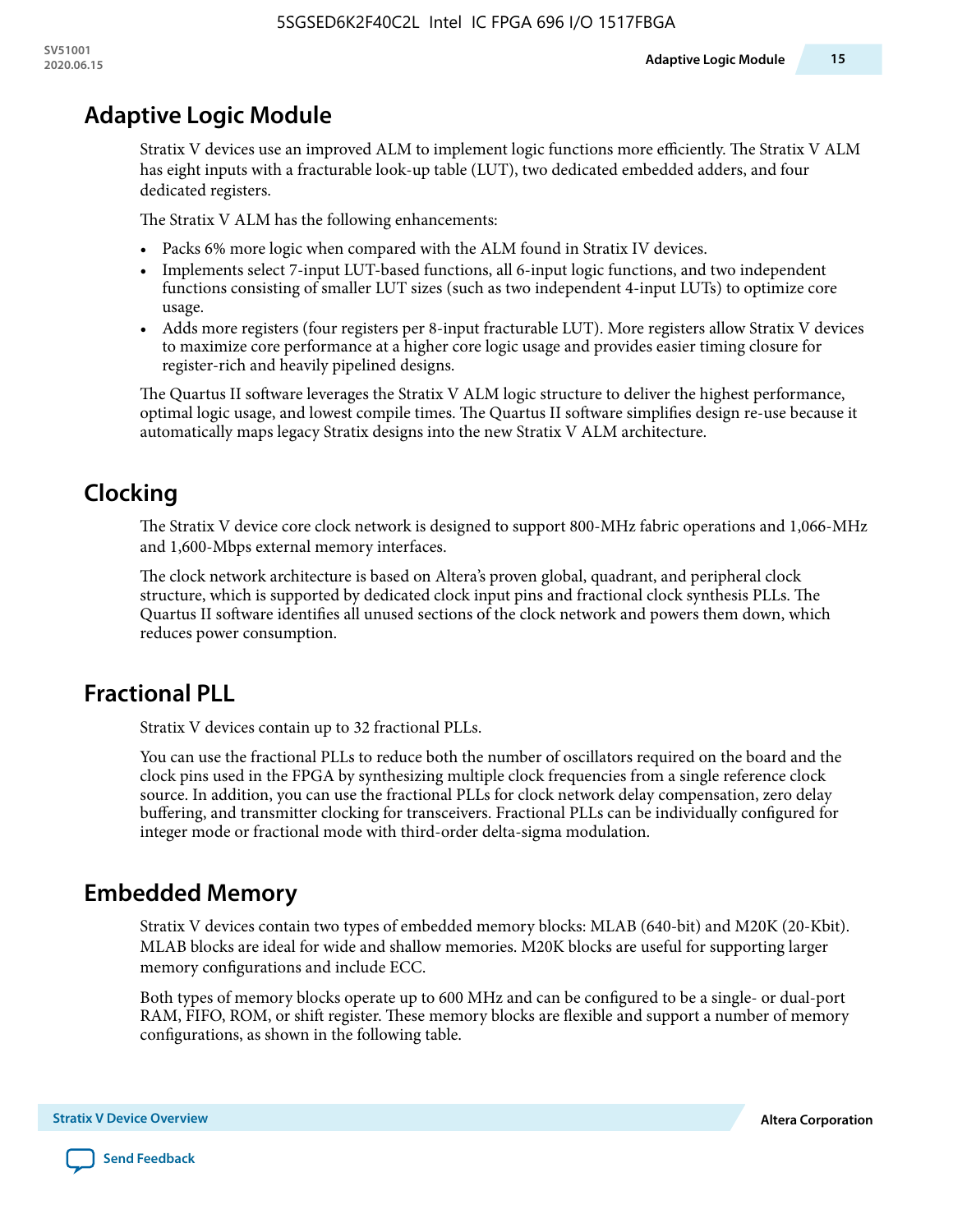# Adaptive Logic Module

Stratix V devices use an improved ALM to implement logic functions more efficiently. The Stratix V ALM has eight inputs with a fracturable look-up table (LUT), two dedicated embedded adders, and four dedicated registers.

The Stratix V ALM has the following enhancements:

- Packs 6% more logic when compared with the ALM found in Stratix IV devices.
- Implements select 7-input LUT-based functions, all 6-input logic functions, and two independent functions consisting of smaller LUT sizes (such as two independent 4-input LUTs) to optimize core usage.
- Adds more registers (four registers per 8-input fracturable LUT). More registers allow Stratix V devices to maximize core performance at a higher core logic usage and provides easier timing closure for register-rich and heavily pipelined designs.

The Quartus II software leverages the Stratix V ALM logic structure to deliver the highest performance, optimal logic usage, and lowest compile times. The Quartus II software simplifies design re-use because it automatically maps legacy Stratix designs into the new Stratix V ALM architecture.

# Clocking

The Stratix V device core clock network is designed to support 800-MHz fabric operations and 1,066-MHz and 1,600-Mbps external memory interfaces.

The clock network architecture is based on Altera's proven global, quadrant, and peripheral clock structure, which is supported by dedicated clock input pins and fractional clock synthesis PLLs. The Quartus II software identifies all unused sections of the clock network and powers them down, which reduces power consumption.

# Fractional PLL

Stratix V devices contain up to 32 fractional PLLs.

You can use the fractional PLLs to reduce both the number of oscillators required on the board and the clock pins used in the FPGA by synthesizing multiple clock frequencies from a single reference clock source. In addition, you can use the fractional PLLs for clock network delay compensation, zero delay buffering, and transmitter clocking for transceivers. Fractional PLLs can be individually configured for integer mode or fractional mode with third-order delta-sigma modulation.

# Embedded Memory

Stratix V devices contain two types of embedded memory blocks: MLAB (640-bit) and M20K (20-Kbit). MLAB blocks are ideal for wide and shallow memories. M20K blocks are useful for supporting larger memory configurations and include ECC.

Both types of memory blocks operate up to 600 MHz and can be configured to be a single- or dual-port RAM, FIFO, ROM, or shift register. These memory blocks are flexible and support a number of memory configurations, as shown in the following table.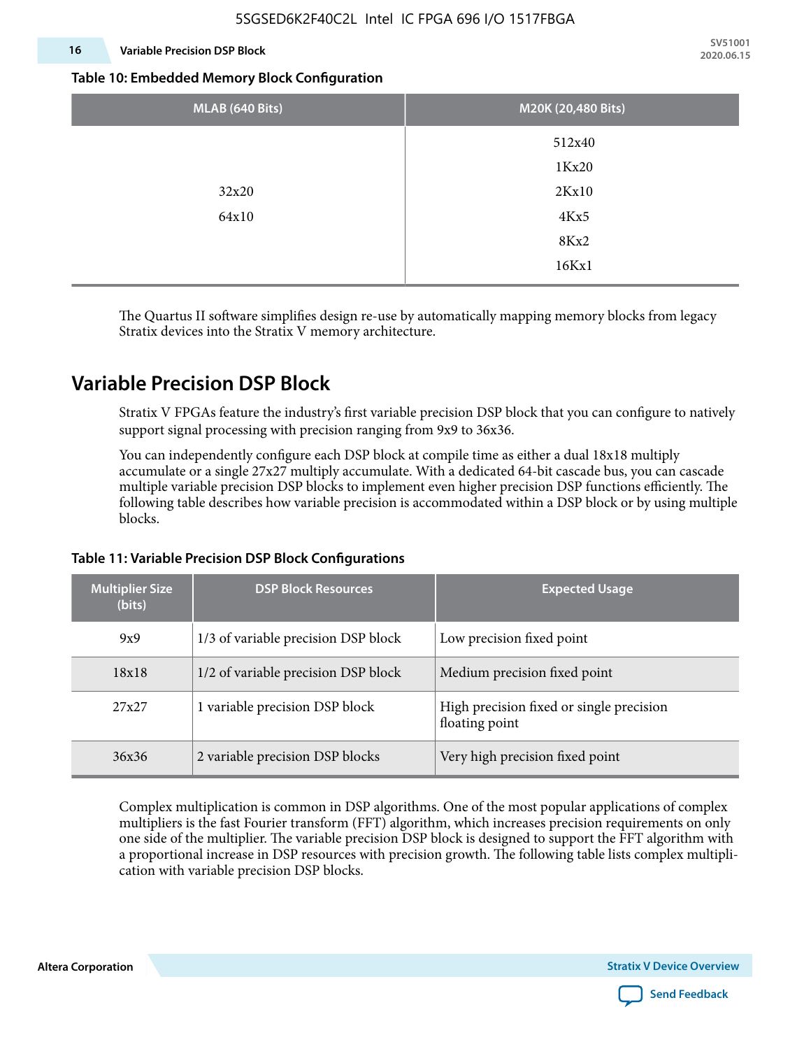**Table 10: Embedded Memory Block Configuration**

| MLAB (640 Bits) | M20K (20,480 Bits) |
|---|---|
| 32x20<br>64x10 | 512x40<br>1Kx20<br>2Kx10<br>4Kx5<br>8Kx2<br>16Kx1 |

The Quartus II software simplifies design re-use by automatically mapping memory blocks from legacy Stratix devices into the Stratix V memory architecture.

## Variable Precision DSP Block

Stratix V FPGAs feature the industry's first variable precision DSP block that you can configure to natively support signal processing with precision ranging from 9x9 to 36x36.

You can independently configure each DSP block at compile time as either a dual 18x18 multiply accumulate or a single 27x27 multiply accumulate. With a dedicated 64-bit cascade bus, you can cascade multiple variable precision DSP blocks to implement even higher precision DSP functions efficiently. The following table describes how variable precision is accommodated within a DSP block or by using multiple blocks.

**Table 11: Variable Precision DSP Block Configurations**

| Multiplier Size (bits) | DSP Block Resources | Expected Usage |
|---|---|---|
| 9x9 | 1/3 of variable precision DSP block | Low precision fixed point |
| 18x18 | 1/2 of variable precision DSP block | Medium precision fixed point |
| 27x27 | 1 variable precision DSP block | High precision fixed or single precision floating point |
| 36x36 | 2 variable precision DSP blocks | Very high precision fixed point |

Complex multiplication is common in DSP algorithms. One of the most popular applications of complex multipliers is the fast Fourier transform (FFT) algorithm, which increases precision requirements on only one side of the multiplier. The variable precision DSP block is designed to support the FFT algorithm with a proportional increase in DSP resources with precision growth. The following table lists complex multiplication with variable precision DSP blocks.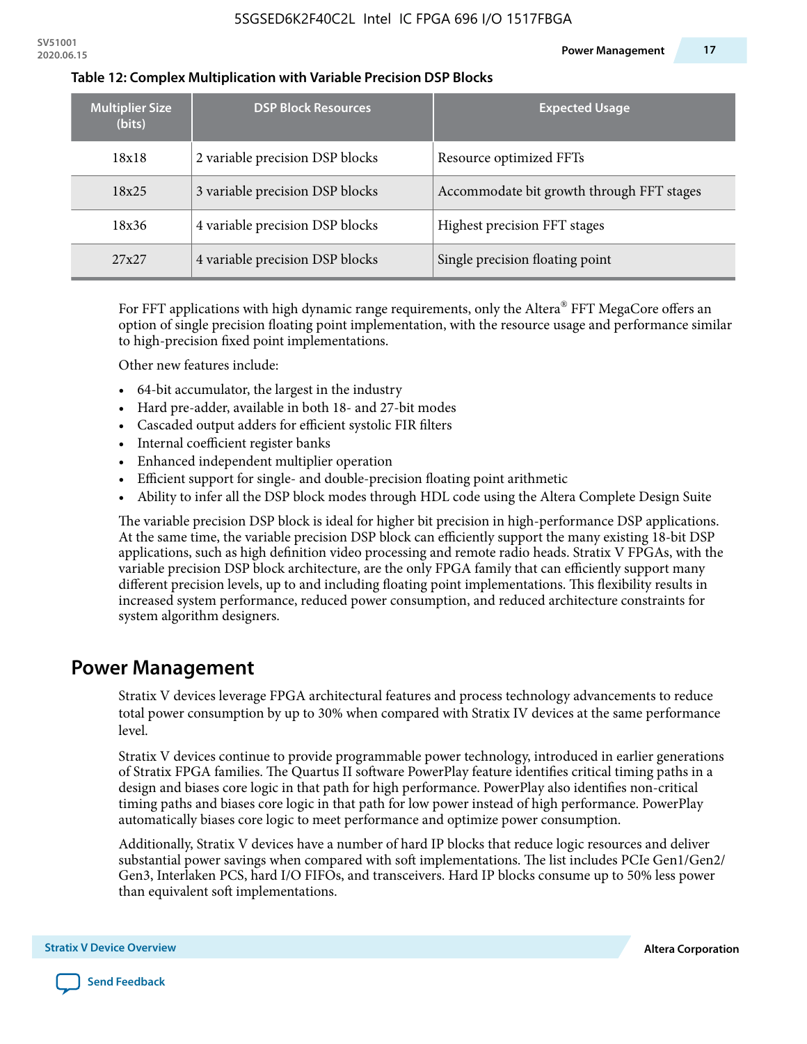**Table 12: Complex Multiplication with Variable Precision DSP Blocks**

| Multiplier Size (bits) | DSP Block Resources | Expected Usage |
|---|---|---|
| 18x18 | 2 variable precision DSP blocks | Resource optimized FFTs |
| 18x25 | 3 variable precision DSP blocks | Accommodate bit growth through FFT stages |
| 18x36 | 4 variable precision DSP blocks | Highest precision FFT stages |
| 27x27 | 4 variable precision DSP blocks | Single precision floating point |

For FFT applications with high dynamic range requirements, only the Altera® FFT MegaCore offers an option of single precision floating point implementation, with the resource usage and performance similar to high-precision fixed point implementations.

Other new features include:

- 64-bit accumulator, the largest in the industry
- Hard pre-adder, available in both 18- and 27-bit modes
- Cascaded output adders for efficient systolic FIR filters
- Internal coefficient register banks
- Enhanced independent multiplier operation
- Efficient support for single- and double-precision floating point arithmetic
- Ability to infer all the DSP block modes through HDL code using the Altera Complete Design Suite

The variable precision DSP block is ideal for higher bit precision in high-performance DSP applications. At the same time, the variable precision DSP block can efficiently support the many existing 18-bit DSP applications, such as high definition video processing and remote radio heads. Stratix V FPGAs, with the variable precision DSP block architecture, are the only FPGA family that can efficiently support many different precision levels, up to and including floating point implementations. This flexibility results in increased system performance, reduced power consumption, and reduced architecture constraints for system algorithm designers.

## Power Management

Stratix V devices leverage FPGA architectural features and process technology advancements to reduce total power consumption by up to 30% when compared with Stratix IV devices at the same performance level.

Stratix V devices continue to provide programmable power technology, introduced in earlier generations of Stratix FPGA families. The Quartus II software PowerPlay feature identifies critical timing paths in a design and biases core logic in that path for high performance. PowerPlay also identifies non-critical timing paths and biases core logic in that path for low power instead of high performance. PowerPlay automatically biases core logic to meet performance and optimize power consumption.

Additionally, Stratix V devices have a number of hard IP blocks that reduce logic resources and deliver substantial power savings when compared with soft implementations. The list includes PCIe Gen1/Gen2/Gen3, Interlaken PCS, hard I/O FIFOs, and transceivers. Hard IP blocks consume up to 50% less power than equivalent soft implementations.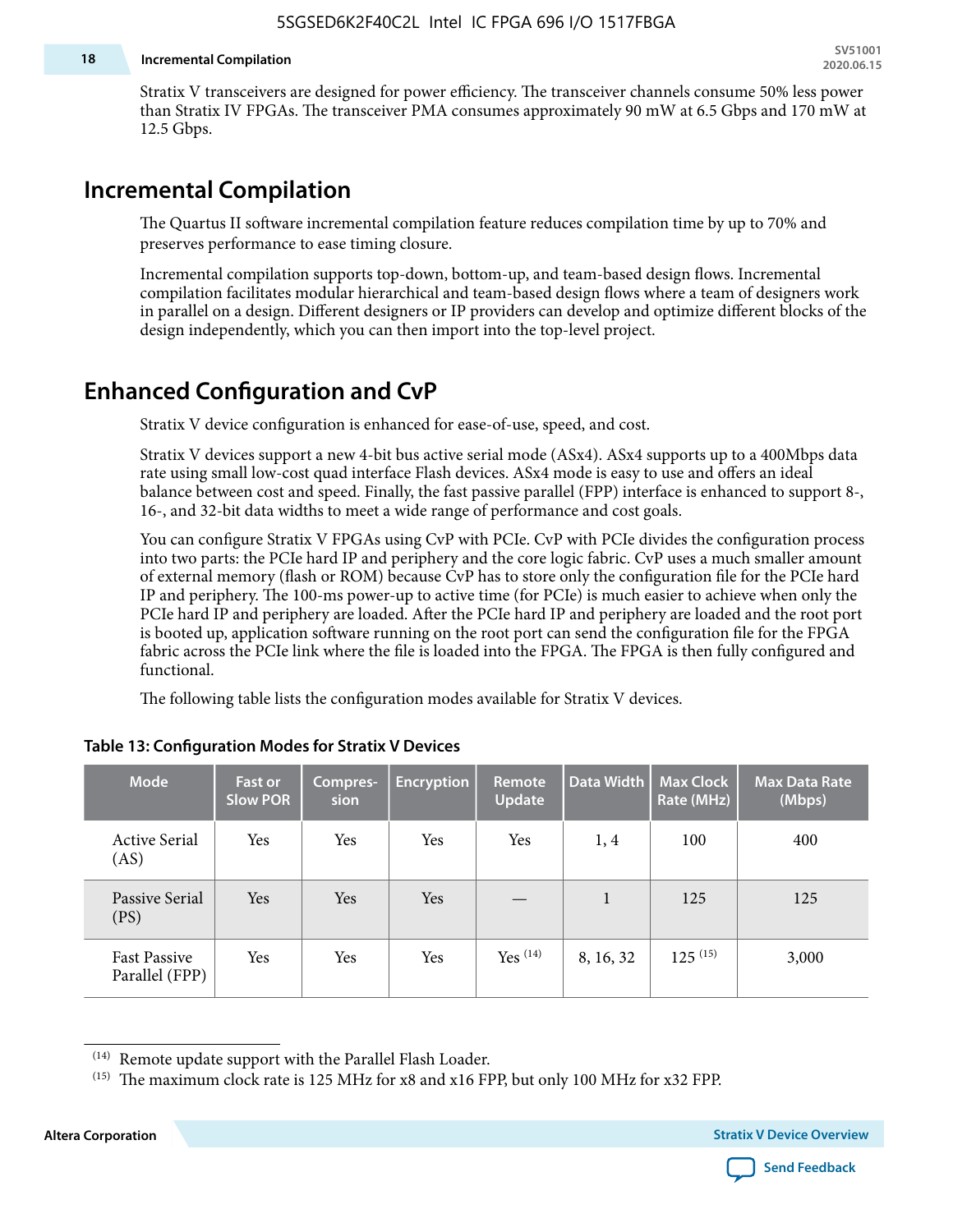Stratix V transceivers are designed for power efficiency. The transceiver channels consume 50% less power than Stratix IV FPGAs. The transceiver PMA consumes approximately 90 mW at 6.5 Gbps and 170 mW at 12.5 Gbps.

## Incremental Compilation

The Quartus II software incremental compilation feature reduces compilation time by up to 70% and preserves performance to ease timing closure.

Incremental compilation supports top-down, bottom-up, and team-based design flows. Incremental compilation facilitates modular hierarchical and team-based design flows where a team of designers work in parallel on a design. Different designers or IP providers can develop and optimize different blocks of the design independently, which you can then import into the top-level project.

## Enhanced Configuration and CvP

Stratix V device configuration is enhanced for ease-of-use, speed, and cost.

Stratix V devices support a new 4-bit bus active serial mode (ASx4). ASx4 supports up to a 400Mbps data rate using small low-cost quad interface Flash devices. ASx4 mode is easy to use and offers an ideal balance between cost and speed. Finally, the fast passive parallel (FPP) interface is enhanced to support 8-, 16-, and 32-bit data widths to meet a wide range of performance and cost goals.

You can configure Stratix V FPGAs using CvP with PCIe. CvP with PCIe divides the configuration process into two parts: the PCIe hard IP and periphery and the core logic fabric. CvP uses a much smaller amount of external memory (flash or ROM) because CvP has to store only the configuration file for the PCIe hard IP and periphery. The 100-ms power-up to active time (for PCIe) is much easier to achieve when only the PCIe hard IP and periphery are loaded. After the PCIe hard IP and periphery are loaded and the root port is booted up, application software running on the root port can send the configuration file for the FPGA fabric across the PCIe link where the file is loaded into the FPGA. The FPGA is then fully configured and functional.

The following table lists the configuration modes available for Stratix V devices.

**Table 13: Configuration Modes for Stratix V Devices**

| Mode | Fast or Slow POR | Compres-sion | Encryption | Remote Update | Data Width | Max Clock Rate (MHz) | Max Data Rate (Mbps) |
|---|---|---|---|---|---|---|---|
| Active Serial (AS) | Yes | Yes | Yes | Yes | 1, 4 | 100 | 400 |
| Passive Serial (PS) | Yes | Yes | Yes | — | 1 | 125 | 125 |
| Fast Passive Parallel (FPP) | Yes | Yes | Yes | Yes (14) | 8, 16, 32 | 125 (15) | 3,000 |

(14) Remote update support with the Parallel Flash Loader.

(15) The maximum clock rate is 125 MHz for x8 and x16 FPP, but only 100 MHz for x32 FPP.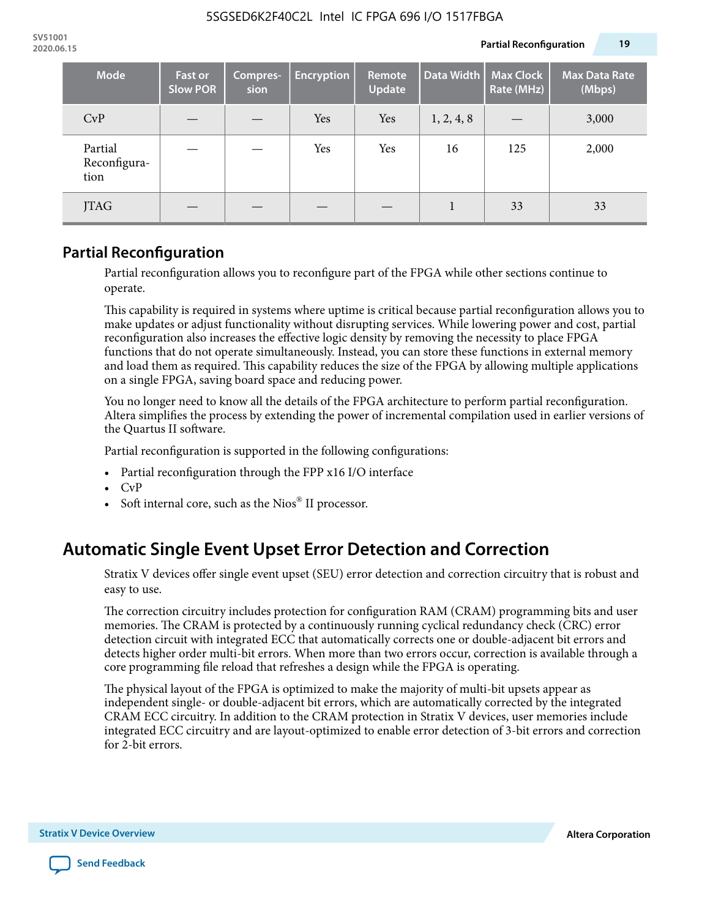| Mode | Fast or Slow POR | Compres-sion | Encryption | Remote Update | Data Width | Max Clock Rate (MHz) | Max Data Rate (Mbps) |
|---|---|---|---|---|---|---|---|
| CvP | — | — | Yes | Yes | 1, 2, 4, 8 | — | 3,000 |
| Partial Reconfigura-tion | — | — | Yes | Yes | 16 | 125 | 2,000 |
| JTAG | — | — | — | — | 1 | 33 | 33 |

## Partial Reconfiguration

Partial reconfiguration allows you to reconfigure part of the FPGA while other sections continue to operate.

This capability is required in systems where uptime is critical because partial reconfiguration allows you to make updates or adjust functionality without disrupting services. While lowering power and cost, partial reconfiguration also increases the effective logic density by removing the necessity to place FPGA functions that do not operate simultaneously. Instead, you can store these functions in external memory and load them as required. This capability reduces the size of the FPGA by allowing multiple applications on a single FPGA, saving board space and reducing power.

You no longer need to know all the details of the FPGA architecture to perform partial reconfiguration. Altera simplifies the process by extending the power of incremental compilation used in earlier versions of the Quartus II software.

Partial reconfiguration is supported in the following configurations:

- Partial reconfiguration through the FPP x16 I/O interface
- CvP
- Soft internal core, such as the Nios® II processor.

# Automatic Single Event Upset Error Detection and Correction

Stratix V devices offer single event upset (SEU) error detection and correction circuitry that is robust and easy to use.

The correction circuitry includes protection for configuration RAM (CRAM) programming bits and user memories. The CRAM is protected by a continuously running cyclical redundancy check (CRC) error detection circuit with integrated ECC that automatically corrects one or double-adjacent bit errors and detects higher order multi-bit errors. When more than two errors occur, correction is available through a core programming file reload that refreshes a design while the FPGA is operating.

The physical layout of the FPGA is optimized to make the majority of multi-bit upsets appear as independent single- or double-adjacent bit errors, which are automatically corrected by the integrated CRAM ECC circuitry. In addition to the CRAM protection in Stratix V devices, user memories include integrated ECC circuitry and are layout-optimized to enable error detection of 3-bit errors and correction for 2-bit errors.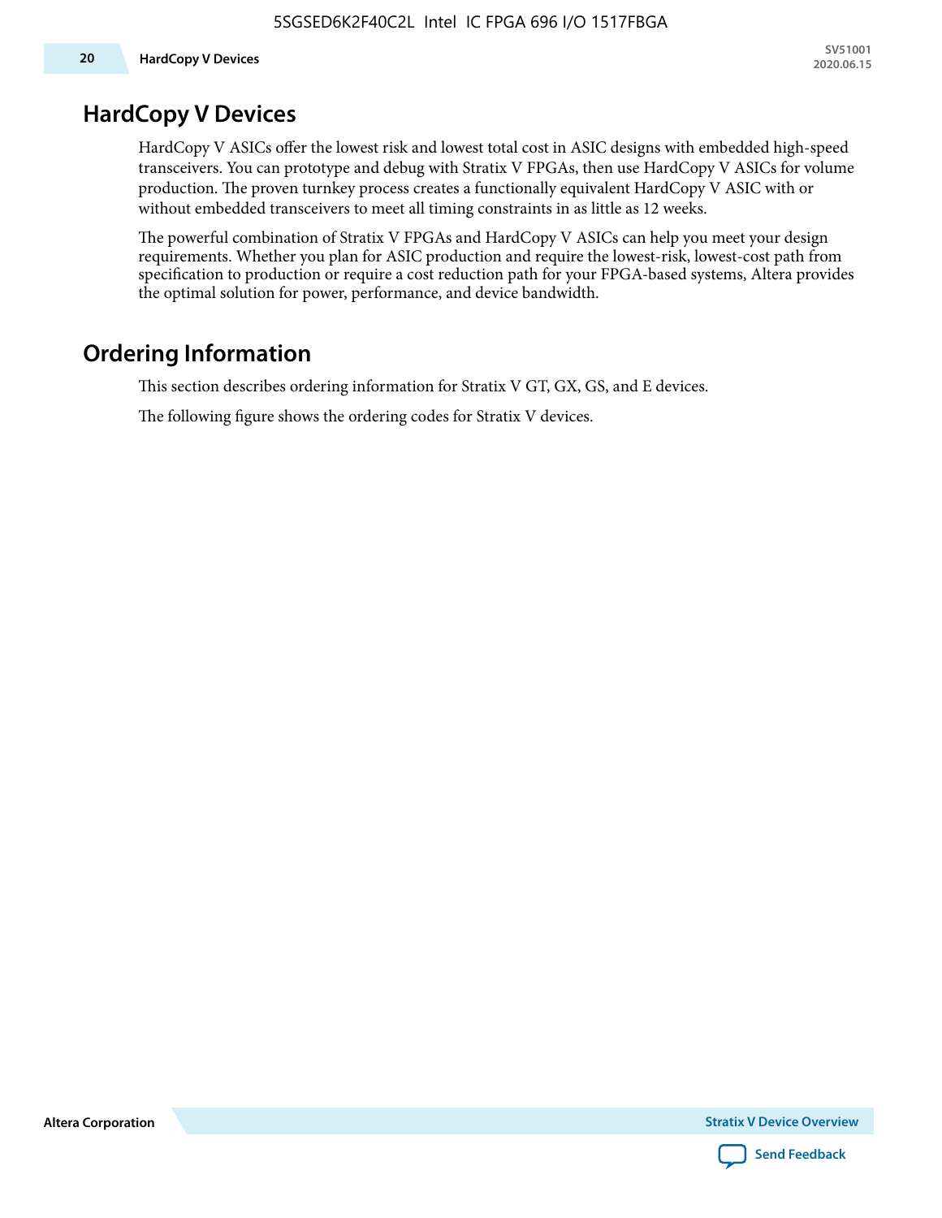## HardCopy V Devices

HardCopy V ASICs offer the lowest risk and lowest total cost in ASIC designs with embedded high-speed transceivers. You can prototype and debug with Stratix V FPGAs, then use HardCopy V ASICs for volume production. The proven turnkey process creates a functionally equivalent HardCopy V ASIC with or without embedded transceivers to meet all timing constraints in as little as 12 weeks.

The powerful combination of Stratix V FPGAs and HardCopy V ASICs can help you meet your design requirements. Whether you plan for ASIC production and require the lowest-risk, lowest-cost path from specification to production or require a cost reduction path for your FPGA-based systems, Altera provides the optimal solution for power, performance, and device bandwidth.

## Ordering Information

This section describes ordering information for Stratix V GT, GX, GS, and E devices.

The following figure shows the ordering codes for Stratix V devices.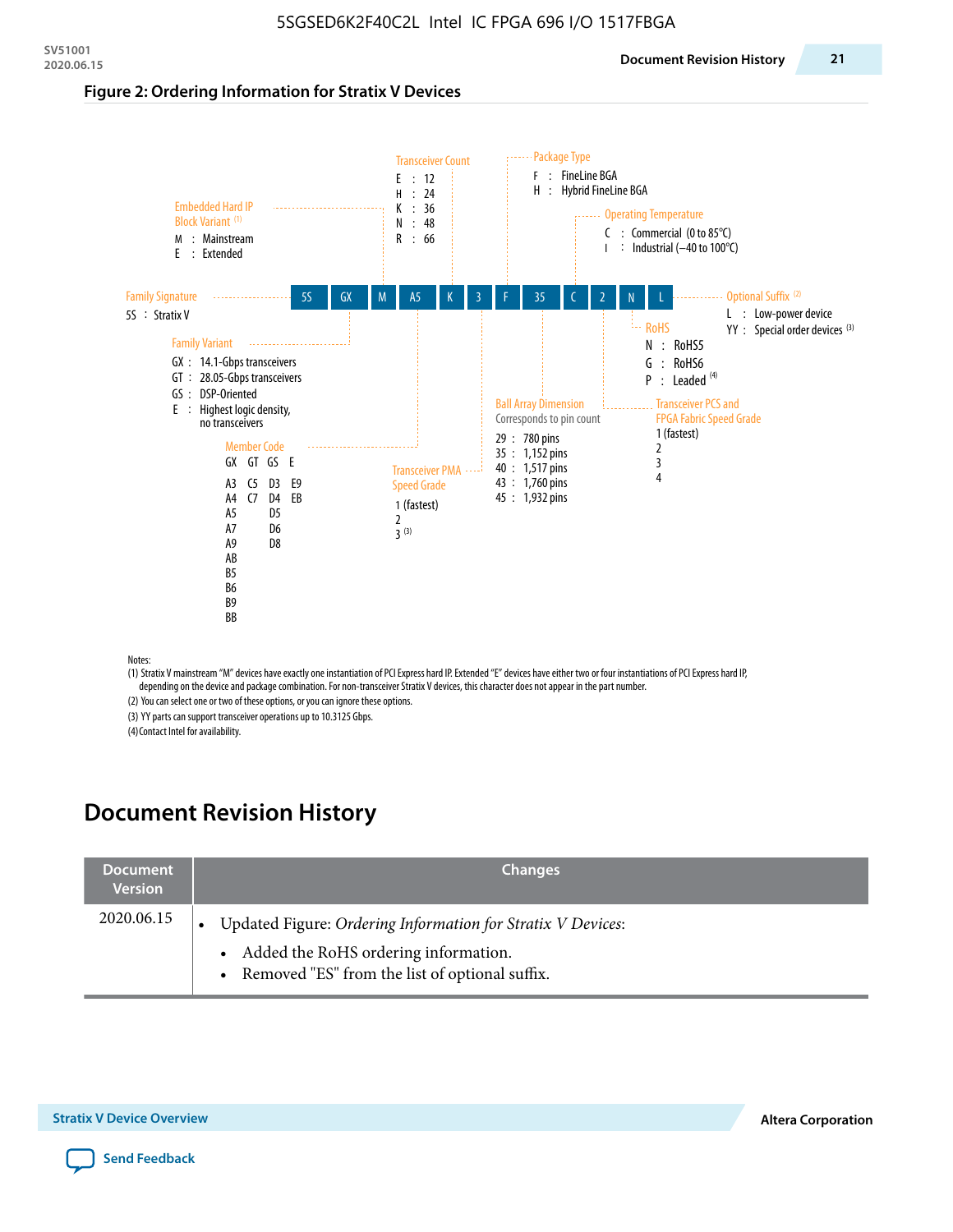5SGSED6K2F40C2L Intel IC FPGA 696 I/O 1517FBGA

**Figure 2: Ordering Information for Stratix V Devices**

| 5S | GX | M | A5 | K | 3 | F | 35 | C | 2 | N | L |
|---|---|---|---|---|---|---|---|---|---|---|---|

**Family Signature**
- 5S : Stratix V

**Family Variant**
- GX : 14.1-Gbps transceivers
- GT : 28.05-Gbps transceivers
- GS : DSP-Oriented
- E : Highest logic density, no transceivers

**Embedded Hard IP Block Variant** (1)
- M : Mainstream
- E : Extended

**Member Code**

| GX | GT | GS | E |
|---|---|---|---|
| A3 | C5 | D3 | E9 |
| A4 | C7 | D4 | EB |
| A5 | | D5 | |
| A7 | | D6 | |
| A9 | | D8 | |
| AB | | | |
| B5 | | | |
| B6 | | | |
| B9 | | | |
| BB | | | |

**Transceiver Count**
- E : 12
- H : 24
- K : 36
- N : 48
- R : 66

**Transceiver PMA Speed Grade**
- 1 (fastest)
- 2
- 3 (3)

**Package Type**
- F : FineLine BGA
- H : Hybrid FineLine BGA

**Ball Array Dimension**
Corresponds to pin count
- 29 : 780 pins
- 35 : 1,152 pins
- 40 : 1,517 pins
- 43 : 1,760 pins
- 45 : 1,932 pins

**Operating Temperature**
- C : Commercial (0 to 85°C)
- I : Industrial (−40 to 100°C)

**Transceiver PCS and FPGA Fabric Speed Grade**
- 1 (fastest)
- 2
- 3
- 4

**RoHS**
- N : RoHS5
- G : RoHS6
- P : Leaded (4)

**Optional Suffix** (2)
- L : Low-power device
- YY : Special order devices (3)

Notes:
(1) Stratix V mainstream "M" devices have exactly one instantiation of PCI Express hard IP. Extended "E" devices have either two or four instantiations of PCI Express hard IP, depending on the device and package combination. For non-transceiver Stratix V devices, this character does not appear in the part number.
(2) You can select one or two of these options, or you can ignore these options.
(3) YY parts can support transceiver operations up to 10.3125 Gbps.
(4) Contact Intel for availability.

# Document Revision History

| Document Version | Changes |
|---|---|
| 2020.06.15 | • Updated Figure: *Ordering Information for Stratix V Devices*:<br>  • Added the RoHS ordering information.<br>  • Removed "ES" from the list of optional suffix. |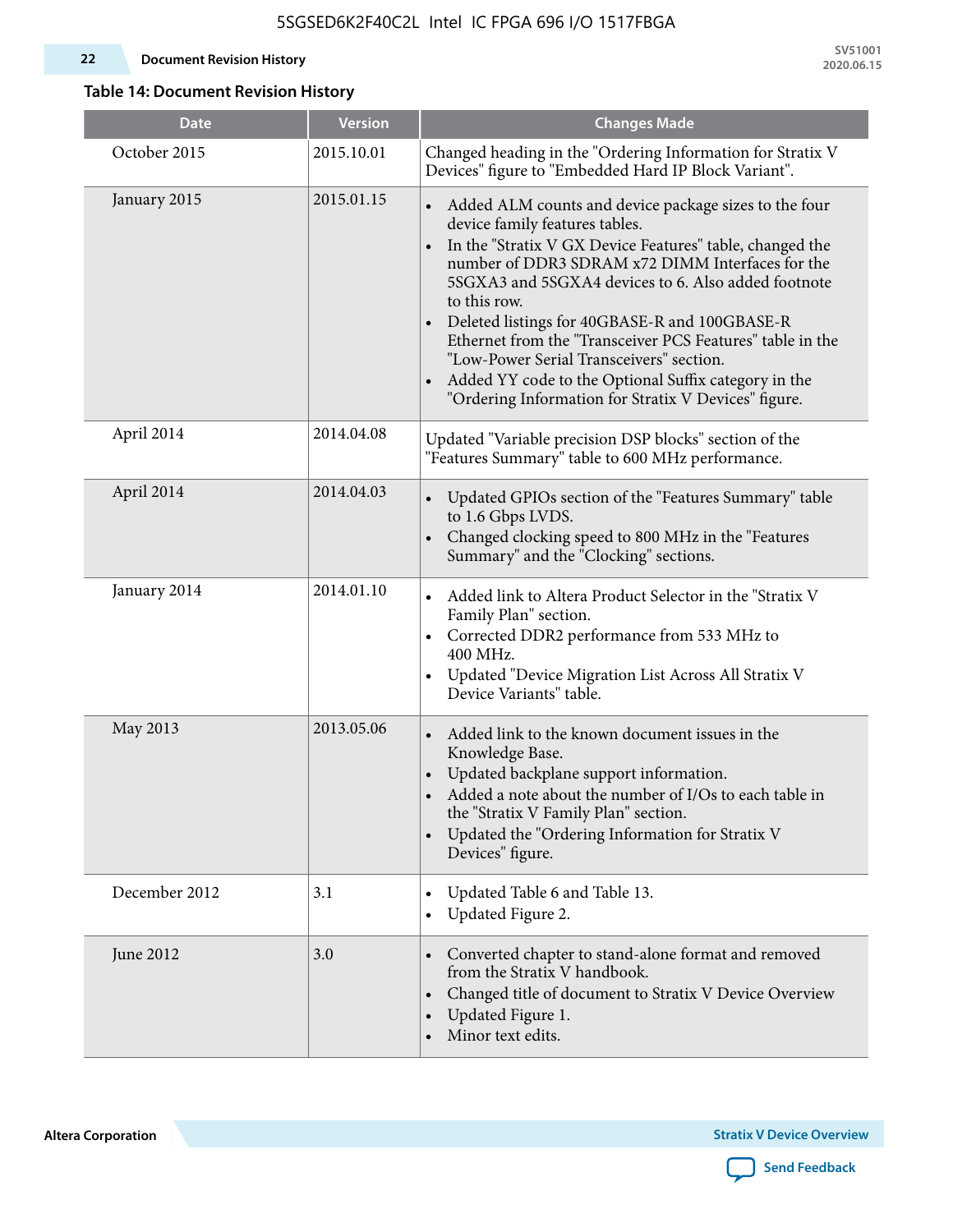**Table 14: Document Revision History**

| Date | Version | Changes Made |
|---|---|---|
| October 2015 | 2015.10.01 | Changed heading in the "Ordering Information for Stratix V Devices" figure to "Embedded Hard IP Block Variant". |
| January 2015 | 2015.01.15 | • Added ALM counts and device package sizes to the four device family features tables.<br>• In the "Stratix V GX Device Features" table, changed the number of DDR3 SDRAM x72 DIMM Interfaces for the 5SGXA3 and 5SGXA4 devices to 6. Also added footnote to this row.<br>• Deleted listings for 40GBASE-R and 100GBASE-R Ethernet from the "Transceiver PCS Features" table in the "Low-Power Serial Transceivers" section.<br>• Added YY code to the Optional Suffix category in the "Ordering Information for Stratix V Devices" figure. |
| April 2014 | 2014.04.08 | Updated "Variable precision DSP blocks" section of the "Features Summary" table to 600 MHz performance. |
| April 2014 | 2014.04.03 | • Updated GPIOs section of the "Features Summary" table to 1.6 Gbps LVDS.<br>• Changed clocking speed to 800 MHz in the "Features Summary" and the "Clocking" sections. |
| January 2014 | 2014.01.10 | • Added link to Altera Product Selector in the "Stratix V Family Plan" section.<br>• Corrected DDR2 performance from 533 MHz to 400 MHz.<br>• Updated "Device Migration List Across All Stratix V Device Variants" table. |
| May 2013 | 2013.05.06 | • Added link to the known document issues in the Knowledge Base.<br>• Updated backplane support information.<br>• Added a note about the number of I/Os to each table in the "Stratix V Family Plan" section.<br>• Updated the "Ordering Information for Stratix V Devices" figure. |
| December 2012 | 3.1 | • Updated Table 6 and Table 13.<br>• Updated Figure 2. |
| June 2012 | 3.0 | • Converted chapter to stand-alone format and removed from the Stratix V handbook.<br>• Changed title of document to Stratix V Device Overview<br>• Updated Figure 1.<br>• Minor text edits. |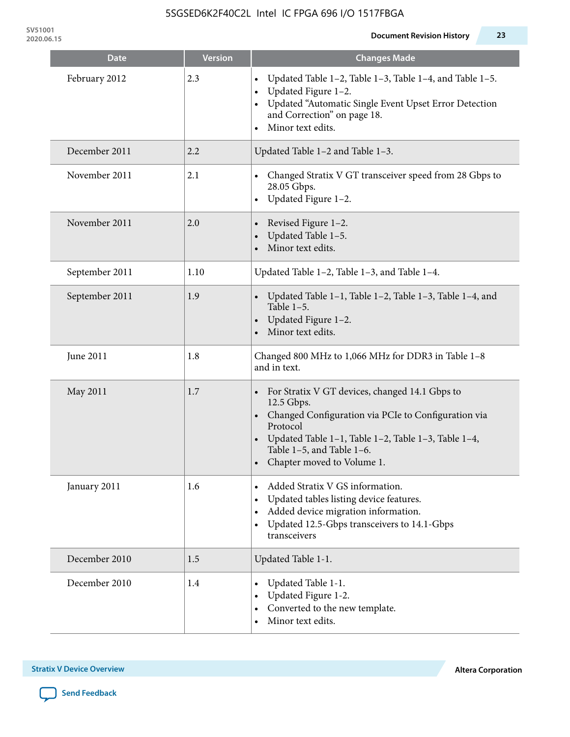| Date | Version | Changes Made |
|---|---|---|
| February 2012 | 2.3 | • Updated Table 1–2, Table 1–3, Table 1–4, and Table 1–5.<br>• Updated Figure 1–2.<br>• Updated “Automatic Single Event Upset Error Detection and Correction” on page 18.<br>• Minor text edits. |
| December 2011 | 2.2 | Updated Table 1–2 and Table 1–3. |
| November 2011 | 2.1 | • Changed Stratix V GT transceiver speed from 28 Gbps to 28.05 Gbps.<br>• Updated Figure 1–2. |
| November 2011 | 2.0 | • Revised Figure 1–2.<br>• Updated Table 1–5.<br>• Minor text edits. |
| September 2011 | 1.10 | Updated Table 1–2, Table 1–3, and Table 1–4. |
| September 2011 | 1.9 | • Updated Table 1–1, Table 1–2, Table 1–3, Table 1–4, and Table 1–5.<br>• Updated Figure 1–2.<br>• Minor text edits. |
| June 2011 | 1.8 | Changed 800 MHz to 1,066 MHz for DDR3 in Table 1–8 and in text. |
| May 2011 | 1.7 | • For Stratix V GT devices, changed 14.1 Gbps to 12.5 Gbps.<br>• Changed Configuration via PCIe to Configuration via Protocol<br>• Updated Table 1–1, Table 1–2, Table 1–3, Table 1–4, Table 1–5, and Table 1–6.<br>• Chapter moved to Volume 1. |
| January 2011 | 1.6 | • Added Stratix V GS information.<br>• Updated tables listing device features.<br>• Added device migration information.<br>• Updated 12.5-Gbps transceivers to 14.1-Gbps transceivers |
| December 2010 | 1.5 | Updated Table 1-1. |
| December 2010 | 1.4 | • Updated Table 1-1.<br>• Updated Figure 1-2.<br>• Converted to the new template.<br>• Minor text edits. |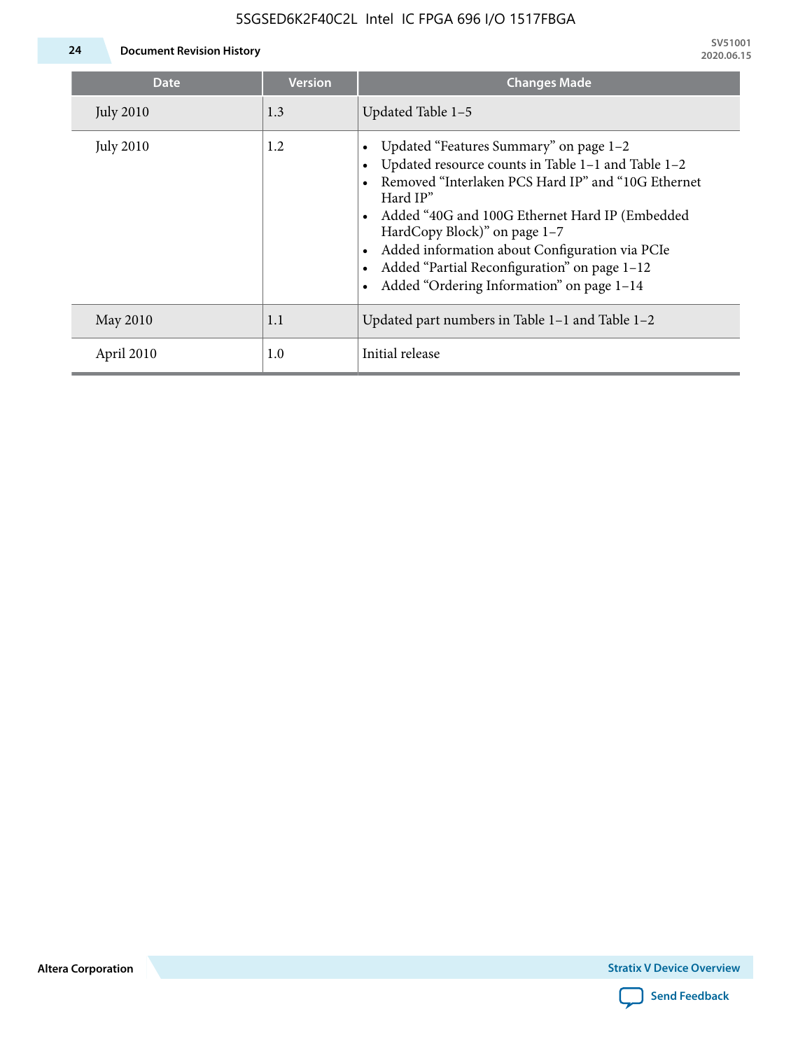| Date | Version | Changes Made |
| --- | --- | --- |
| July 2010 | 1.3 | Updated Table 1–5 |
| July 2010 | 1.2 | • Updated “Features Summary” on page 1–2<br>• Updated resource counts in Table 1–1 and Table 1–2<br>• Removed “Interlaken PCS Hard IP” and “10G Ethernet Hard IP”<br>• Added “40G and 100G Ethernet Hard IP (Embedded HardCopy Block)” on page 1–7<br>• Added information about Configuration via PCIe<br>• Added “Partial Reconfiguration” on page 1–12<br>• Added “Ordering Information” on page 1–14 |
| May 2010 | 1.1 | Updated part numbers in Table 1–1 and Table 1–2 |
| April 2010 | 1.0 | Initial release |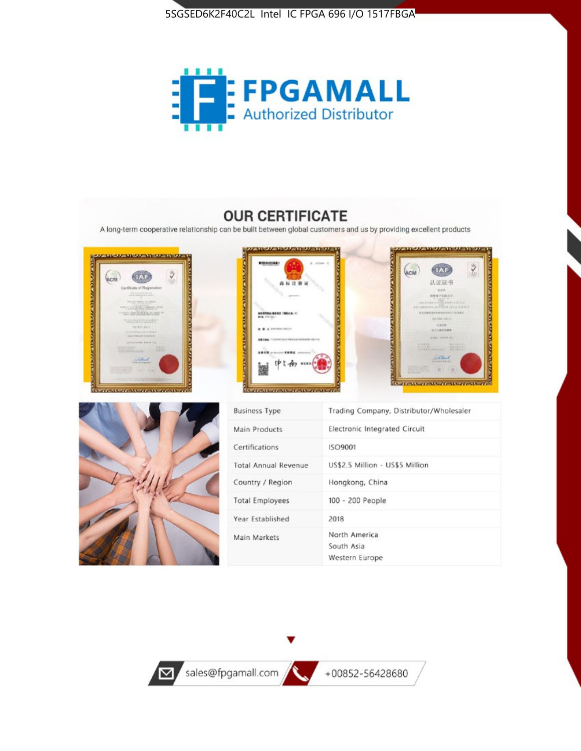FPGAMALL
Authorized Distributor

## OUR CERTIFICATE

A long-term cooperative relationship can be built between global customers and us by providing excellent products

| | |
|---|---|
| Business Type | Trading Company, Distributor/Wholesaler |
| Main Products | Electronic Integrated Circuit |
| Certifications | ISO9001 |
| Total Annual Revenue | US$2.5 Million - US$5 Million |
| Country / Region | Hongkong, China |
| Total Employees | 100 - 200 People |
| Year Established | 2018 |
| Main Markets | North America<br>South Asia<br>Western Europe |

sales@fpgamall.com

+00852-56428680